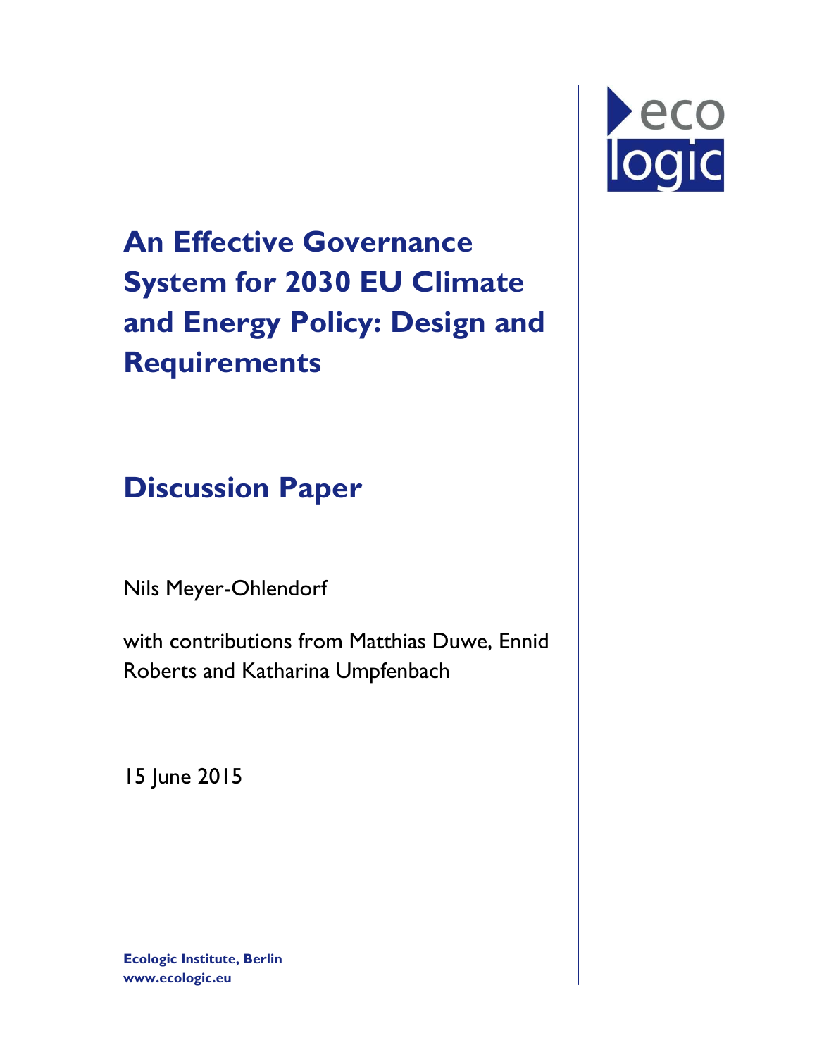# An Effective Governance System for 2030 EU Climate and Energy Policy: Design and Requirements

## Discussion Paper

Nils Meyer-Ohlendorf

with contributions from Matthias Duwe, Ennid Roberts and Katharina Umpfenbach

15 June 2015

**Ecologic Institute, Berlin**
**www.ecologic.eu**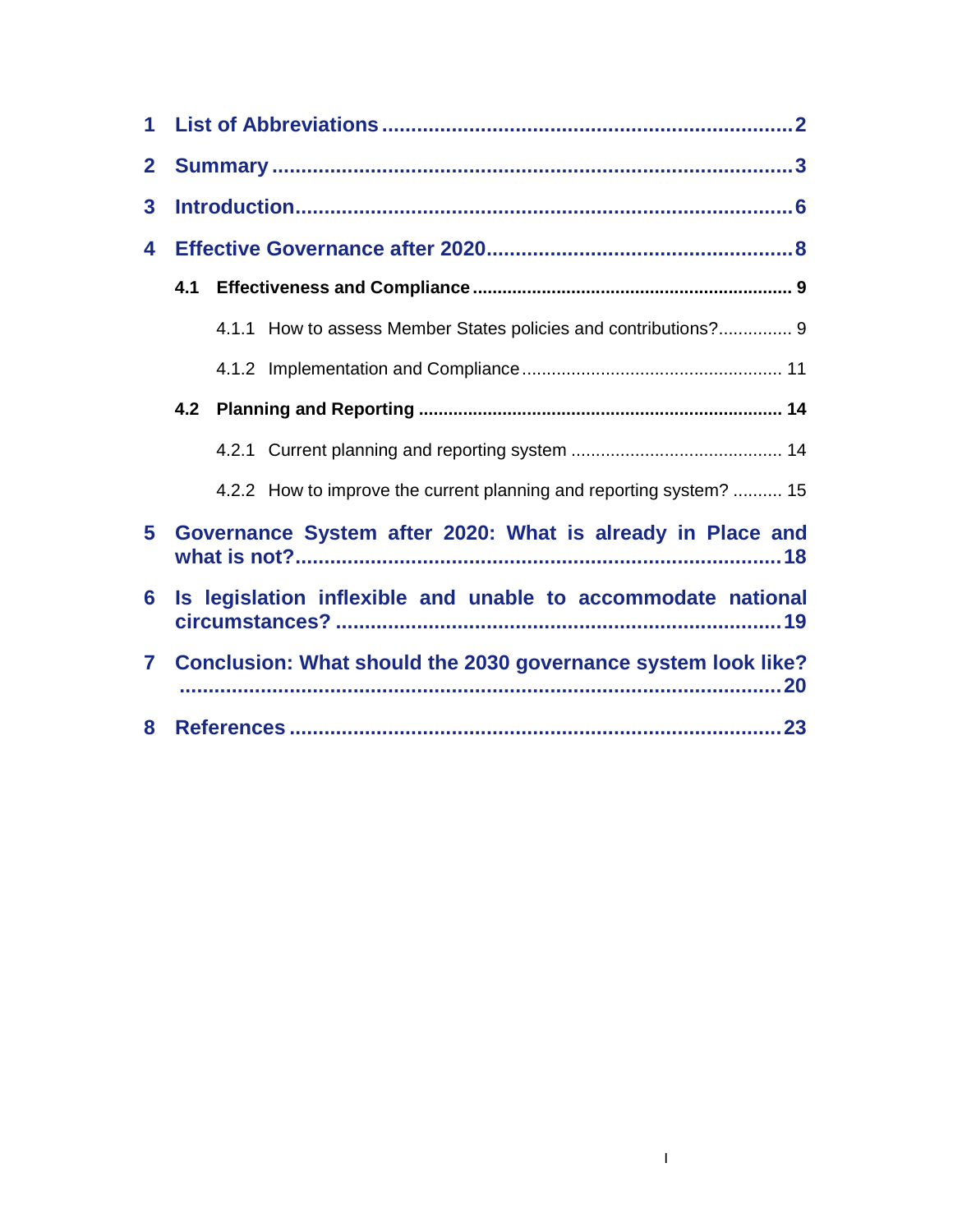1 List of Abbreviations ........ 2

2 Summary ........ 3

3 Introduction ........ 6

4 Effective Governance after 2020 ........ 8

- 4.1 Effectiveness and Compliance ........ 9
  - 4.1.1 How to assess Member States policies and contributions? ........ 9
  - 4.1.2 Implementation and Compliance ........ 11
- 4.2 Planning and Reporting ........ 14
  - 4.2.1 Current planning and reporting system ........ 14
  - 4.2.2 How to improve the current planning and reporting system? ........ 15

5 Governance System after 2020: What is already in Place and what is not? ........ 18

6 Is legislation inflexible and unable to accommodate national circumstances? ........ 19

7 Conclusion: What should the 2030 governance system look like? ........ 20

8 References ........ 23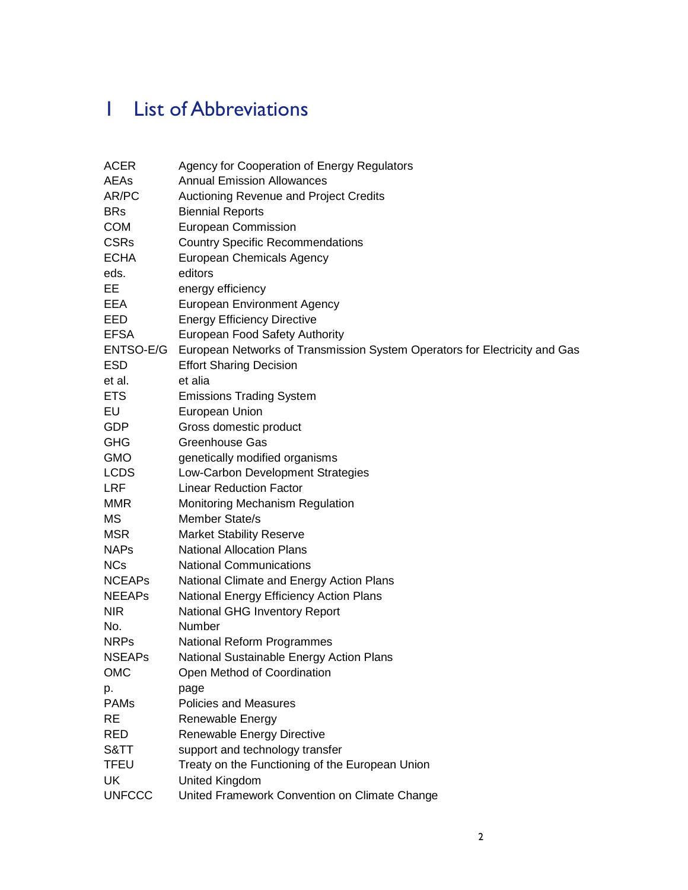# 1 List of Abbreviations

| | |
|---|---|
| ACER | Agency for Cooperation of Energy Regulators |
| AEAs | Annual Emission Allowances |
| AR/PC | Auctioning Revenue and Project Credits |
| BRs | Biennial Reports |
| COM | European Commission |
| CSRs | Country Specific Recommendations |
| ECHA | European Chemicals Agency |
| eds. | editors |
| EE | energy efficiency |
| EEA | European Environment Agency |
| EED | Energy Efficiency Directive |
| EFSA | European Food Safety Authority |
| ENTSO-E/G | European Networks of Transmission System Operators for Electricity and Gas |
| ESD | Effort Sharing Decision |
| et al. | et alia |
| ETS | Emissions Trading System |
| EU | European Union |
| GDP | Gross domestic product |
| GHG | Greenhouse Gas |
| GMO | genetically modified organisms |
| LCDS | Low-Carbon Development Strategies |
| LRF | Linear Reduction Factor |
| MMR | Monitoring Mechanism Regulation |
| MS | Member State/s |
| MSR | Market Stability Reserve |
| NAPs | National Allocation Plans |
| NCs | National Communications |
| NCEAPs | National Climate and Energy Action Plans |
| NEEAPs | National Energy Efficiency Action Plans |
| NIR | National GHG Inventory Report |
| No. | Number |
| NRPs | National Reform Programmes |
| NSEAPs | National Sustainable Energy Action Plans |
| OMC | Open Method of Coordination |
| p. | page |
| PAMs | Policies and Measures |
| RE | Renewable Energy |
| RED | Renewable Energy Directive |
| S&TT | support and technology transfer |
| TFEU | Treaty on the Functioning of the European Union |
| UK | United Kingdom |
| UNFCCC | United Framework Convention on Climate Change |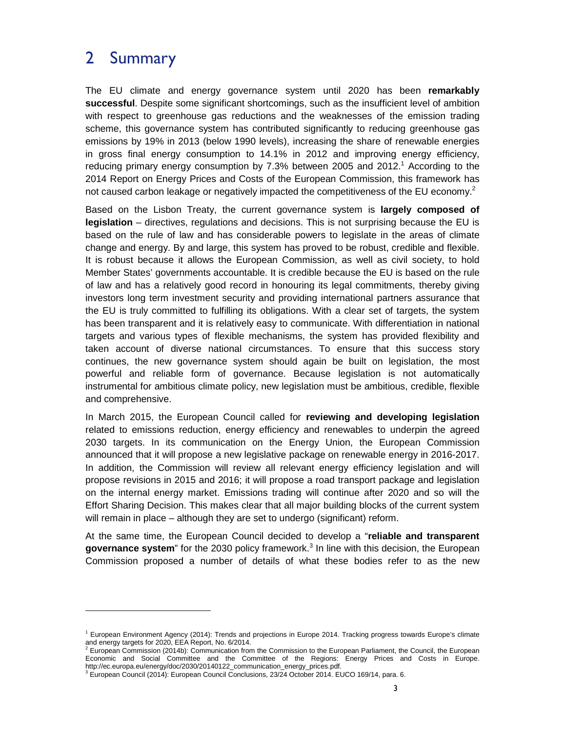# 2 Summary

The EU climate and energy governance system until 2020 has been **remarkably successful**. Despite some significant shortcomings, such as the insufficient level of ambition with respect to greenhouse gas reductions and the weaknesses of the emission trading scheme, this governance system has contributed significantly to reducing greenhouse gas emissions by 19% in 2013 (below 1990 levels), increasing the share of renewable energies in gross final energy consumption to 14.1% in 2012 and improving energy efficiency, reducing primary energy consumption by 7.3% between 2005 and 2012.[1] According to the 2014 Report on Energy Prices and Costs of the European Commission, this framework has not caused carbon leakage or negatively impacted the competitiveness of the EU economy.[2]

Based on the Lisbon Treaty, the current governance system is **largely composed of legislation** – directives, regulations and decisions. This is not surprising because the EU is based on the rule of law and has considerable powers to legislate in the areas of climate change and energy. By and large, this system has proved to be robust, credible and flexible. It is robust because it allows the European Commission, as well as civil society, to hold Member States' governments accountable. It is credible because the EU is based on the rule of law and has a relatively good record in honouring its legal commitments, thereby giving investors long term investment security and providing international partners assurance that the EU is truly committed to fulfilling its obligations. With a clear set of targets, the system has been transparent and it is relatively easy to communicate. With differentiation in national targets and various types of flexible mechanisms, the system has provided flexibility and taken account of diverse national circumstances. To ensure that this success story continues, the new governance system should again be built on legislation, the most powerful and reliable form of governance. Because legislation is not automatically instrumental for ambitious climate policy, new legislation must be ambitious, credible, flexible and comprehensive.

In March 2015, the European Council called for **reviewing and developing legislation** related to emissions reduction, energy efficiency and renewables to underpin the agreed 2030 targets. In its communication on the Energy Union, the European Commission announced that it will propose a new legislative package on renewable energy in 2016-2017. In addition, the Commission will review all relevant energy efficiency legislation and will propose revisions in 2015 and 2016; it will propose a road transport package and legislation on the internal energy market. Emissions trading will continue after 2020 and so will the Effort Sharing Decision. This makes clear that all major building blocks of the current system will remain in place – although they are set to undergo (significant) reform.

At the same time, the European Council decided to develop a "**reliable and transparent governance system**" for the 2030 policy framework.[3] In line with this decision, the European Commission proposed a number of details of what these bodies refer to as the new

---

[1] European Environment Agency (2014): Trends and projections in Europe 2014. Tracking progress towards Europe's climate and energy targets for 2020, EEA Report, No. 6/2014.

[2] European Commission (2014b): Communication from the Commission to the European Parliament, the Council, the European Economic and Social Committee and the Committee of the Regions: Energy Prices and Costs in Europe. http://ec.europa.eu/energy/doc/2030/20140122_communication_energy_prices.pdf.

[3] European Council (2014): European Council Conclusions, 23/24 October 2014. EUCO 169/14, para. 6.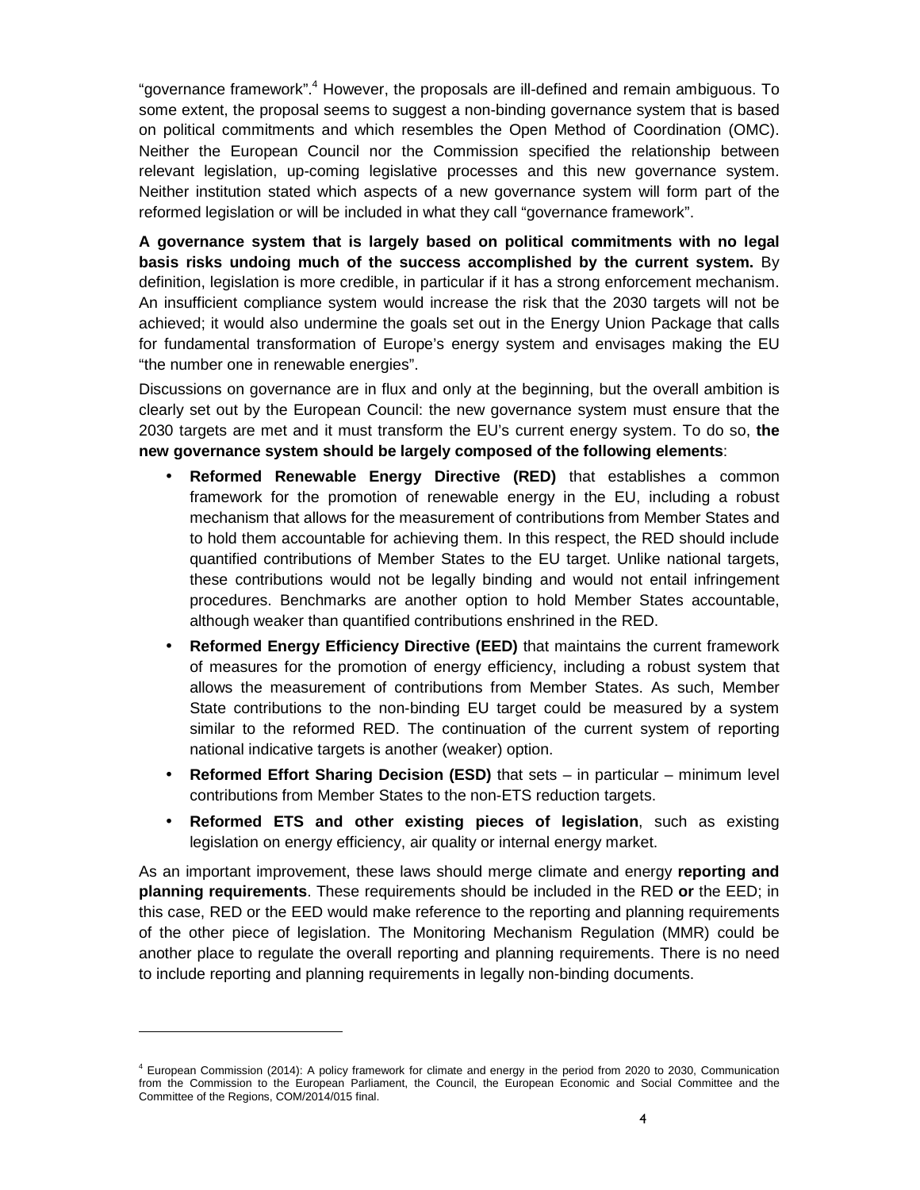"governance framework".[4] However, the proposals are ill-defined and remain ambiguous. To some extent, the proposal seems to suggest a non-binding governance system that is based on political commitments and which resembles the Open Method of Coordination (OMC). Neither the European Council nor the Commission specified the relationship between relevant legislation, up-coming legislative processes and this new governance system. Neither institution stated which aspects of a new governance system will form part of the reformed legislation or will be included in what they call "governance framework".

**A governance system that is largely based on political commitments with no legal basis risks undoing much of the success accomplished by the current system.** By definition, legislation is more credible, in particular if it has a strong enforcement mechanism. An insufficient compliance system would increase the risk that the 2030 targets will not be achieved; it would also undermine the goals set out in the Energy Union Package that calls for fundamental transformation of Europe's energy system and envisages making the EU "the number one in renewable energies".

Discussions on governance are in flux and only at the beginning, but the overall ambition is clearly set out by the European Council: the new governance system must ensure that the 2030 targets are met and it must transform the EU's current energy system. To do so, **the new governance system should be largely composed of the following elements**:

- **Reformed Renewable Energy Directive (RED)** that establishes a common framework for the promotion of renewable energy in the EU, including a robust mechanism that allows for the measurement of contributions from Member States and to hold them accountable for achieving them. In this respect, the RED should include quantified contributions of Member States to the EU target. Unlike national targets, these contributions would not be legally binding and would not entail infringement procedures. Benchmarks are another option to hold Member States accountable, although weaker than quantified contributions enshrined in the RED.
- **Reformed Energy Efficiency Directive (EED)** that maintains the current framework of measures for the promotion of energy efficiency, including a robust system that allows the measurement of contributions from Member States. As such, Member State contributions to the non-binding EU target could be measured by a system similar to the reformed RED. The continuation of the current system of reporting national indicative targets is another (weaker) option.
- **Reformed Effort Sharing Decision (ESD)** that sets – in particular – minimum level contributions from Member States to the non-ETS reduction targets.
- **Reformed ETS and other existing pieces of legislation**, such as existing legislation on energy efficiency, air quality or internal energy market.

As an important improvement, these laws should merge climate and energy **reporting and planning requirements**. These requirements should be included in the RED **or** the EED; in this case, RED or the EED would make reference to the reporting and planning requirements of the other piece of legislation. The Monitoring Mechanism Regulation (MMR) could be another place to regulate the overall reporting and planning requirements. There is no need to include reporting and planning requirements in legally non-binding documents.

[4] European Commission (2014): A policy framework for climate and energy in the period from 2020 to 2030, Communication from the Commission to the European Parliament, the Council, the European Economic and Social Committee and the Committee of the Regions, COM/2014/015 final.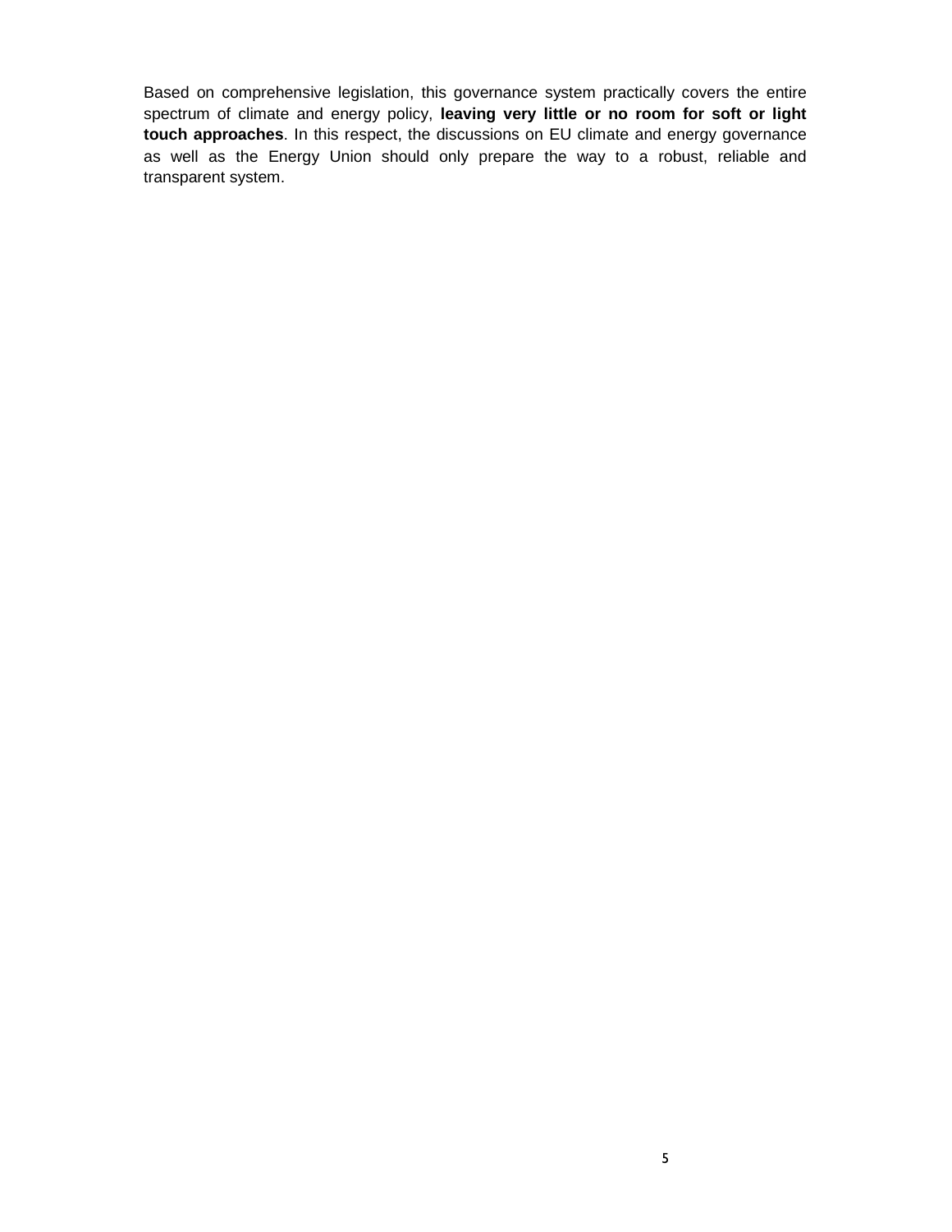Based on comprehensive legislation, this governance system practically covers the entire spectrum of climate and energy policy, **leaving very little or no room for soft or light touch approaches**. In this respect, the discussions on EU climate and energy governance as well as the Energy Union should only prepare the way to a robust, reliable and transparent system.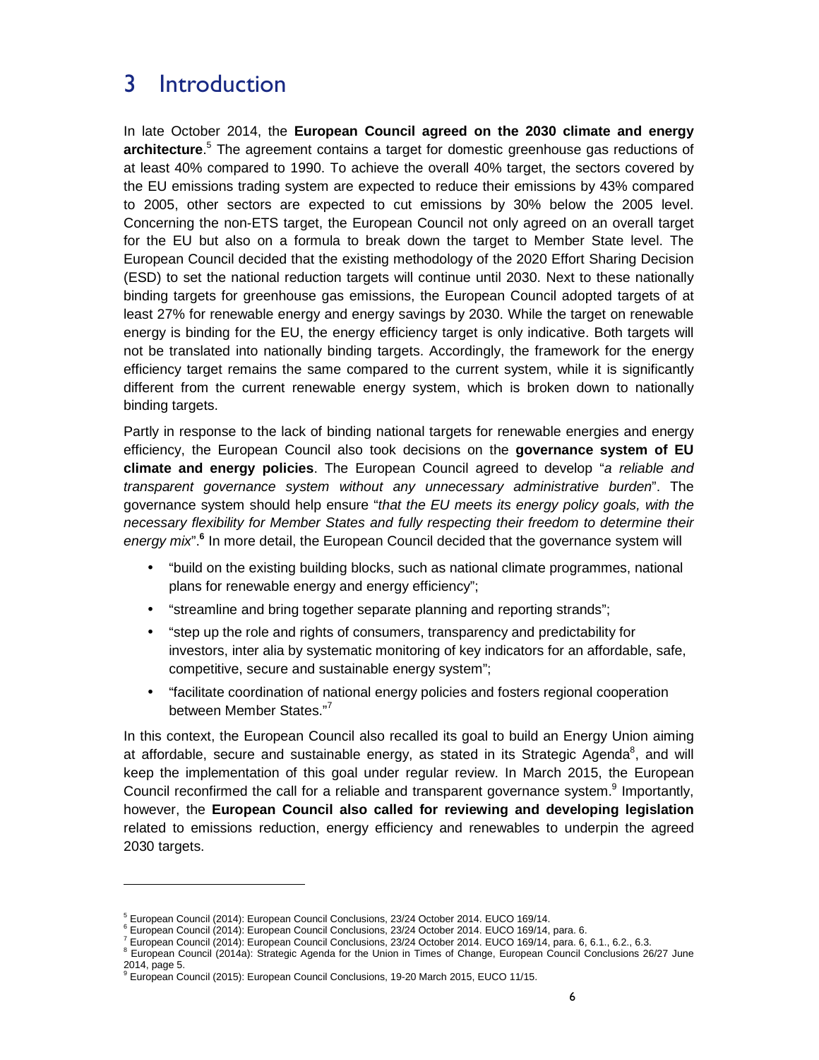# 3 Introduction

In late October 2014, the **European Council agreed on the 2030 climate and energy architecture**.[5] The agreement contains a target for domestic greenhouse gas reductions of at least 40% compared to 1990. To achieve the overall 40% target, the sectors covered by the EU emissions trading system are expected to reduce their emissions by 43% compared to 2005, other sectors are expected to cut emissions by 30% below the 2005 level. Concerning the non-ETS target, the European Council not only agreed on an overall target for the EU but also on a formula to break down the target to Member State level. The European Council decided that the existing methodology of the 2020 Effort Sharing Decision (ESD) to set the national reduction targets will continue until 2030. Next to these nationally binding targets for greenhouse gas emissions, the European Council adopted targets of at least 27% for renewable energy and energy savings by 2030. While the target on renewable energy is binding for the EU, the energy efficiency target is only indicative. Both targets will not be translated into nationally binding targets. Accordingly, the framework for the energy efficiency target remains the same compared to the current system, while it is significantly different from the current renewable energy system, which is broken down to nationally binding targets.

Partly in response to the lack of binding national targets for renewable energies and energy efficiency, the European Council also took decisions on the **governance system of EU climate and energy policies**. The European Council agreed to develop "*a reliable and transparent governance system without any unnecessary administrative burden*". The governance system should help ensure "*that the EU meets its energy policy goals, with the necessary flexibility for Member States and fully respecting their freedom to determine their energy mix*".[6] In more detail, the European Council decided that the governance system will

- "build on the existing building blocks, such as national climate programmes, national plans for renewable energy and energy efficiency";
- "streamline and bring together separate planning and reporting strands";
- "step up the role and rights of consumers, transparency and predictability for investors, inter alia by systematic monitoring of key indicators for an affordable, safe, competitive, secure and sustainable energy system";
- "facilitate coordination of national energy policies and fosters regional cooperation between Member States."[7]

In this context, the European Council also recalled its goal to build an Energy Union aiming at affordable, secure and sustainable energy, as stated in its Strategic Agenda[8], and will keep the implementation of this goal under regular review. In March 2015, the European Council reconfirmed the call for a reliable and transparent governance system.[9] Importantly, however, the **European Council also called for reviewing and developing legislation** related to emissions reduction, energy efficiency and renewables to underpin the agreed 2030 targets.

---

[5] European Council (2014): European Council Conclusions, 23/24 October 2014. EUCO 169/14.

[6] European Council (2014): European Council Conclusions, 23/24 October 2014. EUCO 169/14, para. 6.

[7] European Council (2014): European Council Conclusions, 23/24 October 2014. EUCO 169/14, para. 6, 6.1., 6.2., 6.3.

[8] European Council (2014a): Strategic Agenda for the Union in Times of Change, European Council Conclusions 26/27 June 2014, page 5.

[9] European Council (2015): European Council Conclusions, 19-20 March 2015, EUCO 11/15.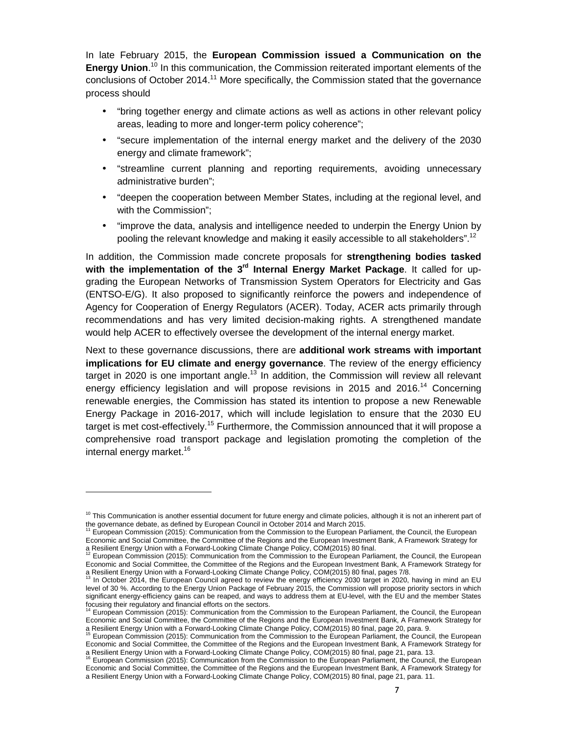In late February 2015, the **European Commission issued a Communication on the Energy Union**.[10] In this communication, the Commission reiterated important elements of the conclusions of October 2014.[11] More specifically, the Commission stated that the governance process should

- "bring together energy and climate actions as well as actions in other relevant policy areas, leading to more and longer-term policy coherence";
- "secure implementation of the internal energy market and the delivery of the 2030 energy and climate framework";
- "streamline current planning and reporting requirements, avoiding unnecessary administrative burden";
- "deepen the cooperation between Member States, including at the regional level, and with the Commission";
- "improve the data, analysis and intelligence needed to underpin the Energy Union by pooling the relevant knowledge and making it easily accessible to all stakeholders".[12]

In addition, the Commission made concrete proposals for **strengthening bodies tasked with the implementation of the 3rd Internal Energy Market Package**. It called for up-grading the European Networks of Transmission System Operators for Electricity and Gas (ENTSO-E/G). It also proposed to significantly reinforce the powers and independence of Agency for Cooperation of Energy Regulators (ACER). Today, ACER acts primarily through recommendations and has very limited decision-making rights. A strengthened mandate would help ACER to effectively oversee the development of the internal energy market.

Next to these governance discussions, there are **additional work streams with important implications for EU climate and energy governance**. The review of the energy efficiency target in 2020 is one important angle.[13] In addition, the Commission will review all relevant energy efficiency legislation and will propose revisions in 2015 and 2016.[14] Concerning renewable energies, the Commission has stated its intention to propose a new Renewable Energy Package in 2016-2017, which will include legislation to ensure that the 2030 EU target is met cost-effectively.[15] Furthermore, the Commission announced that it will propose a comprehensive road transport package and legislation promoting the completion of the internal energy market.[16]

---

[10] This Communication is another essential document for future energy and climate policies, although it is not an inherent part of the governance debate, as defined by European Council in October 2014 and March 2015.

[11] European Commission (2015): Communication from the Commission to the European Parliament, the Council, the European Economic and Social Committee, the Committee of the Regions and the European Investment Bank, A Framework Strategy for a Resilient Energy Union with a Forward-Looking Climate Change Policy, COM(2015) 80 final.

[12] European Commission (2015): Communication from the Commission to the European Parliament, the Council, the European Economic and Social Committee, the Committee of the Regions and the European Investment Bank, A Framework Strategy for a Resilient Energy Union with a Forward-Looking Climate Change Policy, COM(2015) 80 final, pages 7/8.

[13] In October 2014, the European Council agreed to review the energy efficiency 2030 target in 2020, having in mind an EU level of 30 %. According to the Energy Union Package of February 2015, the Commission will propose priority sectors in which significant energy-efficiency gains can be reaped, and ways to address them at EU-level, with the EU and the member States focusing their regulatory and financial efforts on the sectors.

[14] European Commission (2015): Communication from the Commission to the European Parliament, the Council, the European Economic and Social Committee, the Committee of the Regions and the European Investment Bank, A Framework Strategy for a Resilient Energy Union with a Forward-Looking Climate Change Policy, COM(2015) 80 final, page 20, para. 9.

[15] European Commission (2015): Communication from the Commission to the European Parliament, the Council, the European Economic and Social Committee, the Committee of the Regions and the European Investment Bank, A Framework Strategy for a Resilient Energy Union with a Forward-Looking Climate Change Policy, COM(2015) 80 final, page 21, para. 13.

[16] European Commission (2015): Communication from the Commission to the European Parliament, the Council, the European Economic and Social Committee, the Committee of the Regions and the European Investment Bank, A Framework Strategy for a Resilient Energy Union with a Forward-Looking Climate Change Policy, COM(2015) 80 final, page 21, para. 11.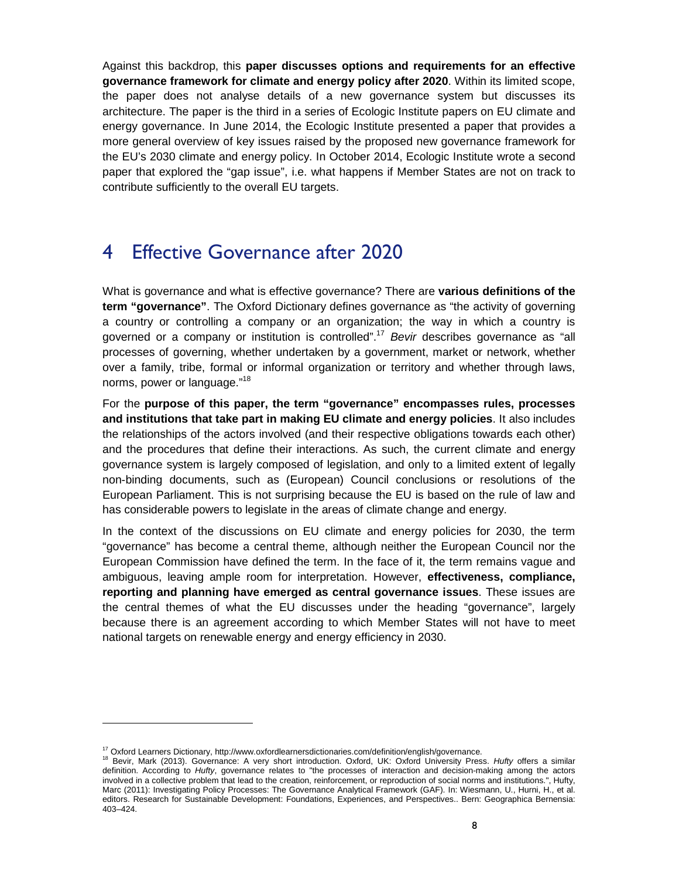Against this backdrop, this **paper discusses options and requirements for an effective governance framework for climate and energy policy after 2020**. Within its limited scope, the paper does not analyse details of a new governance system but discusses its architecture. The paper is the third in a series of Ecologic Institute papers on EU climate and energy governance. In June 2014, the Ecologic Institute presented a paper that provides a more general overview of key issues raised by the proposed new governance framework for the EU's 2030 climate and energy policy. In October 2014, Ecologic Institute wrote a second paper that explored the "gap issue", i.e. what happens if Member States are not on track to contribute sufficiently to the overall EU targets.

# 4 Effective Governance after 2020

What is governance and what is effective governance? There are **various definitions of the term "governance"**. The Oxford Dictionary defines governance as "the activity of governing a country or controlling a company or an organization; the way in which a country is governed or a company or institution is controlled".[17] *Bevir* describes governance as "all processes of governing, whether undertaken by a government, market or network, whether over a family, tribe, formal or informal organization or territory and whether through laws, norms, power or language."[18]

For the **purpose of this paper, the term "governance" encompasses rules, processes and institutions that take part in making EU climate and energy policies**. It also includes the relationships of the actors involved (and their respective obligations towards each other) and the procedures that define their interactions. As such, the current climate and energy governance system is largely composed of legislation, and only to a limited extent of legally non-binding documents, such as (European) Council conclusions or resolutions of the European Parliament. This is not surprising because the EU is based on the rule of law and has considerable powers to legislate in the areas of climate change and energy.

In the context of the discussions on EU climate and energy policies for 2030, the term "governance" has become a central theme, although neither the European Council nor the European Commission have defined the term. In the face of it, the term remains vague and ambiguous, leaving ample room for interpretation. However, **effectiveness, compliance, reporting and planning have emerged as central governance issues**. These issues are the central themes of what the EU discusses under the heading "governance", largely because there is an agreement according to which Member States will not have to meet national targets on renewable energy and energy efficiency in 2030.

---

[17] Oxford Learners Dictionary, http://www.oxfordlearnersdictionaries.com/definition/english/governance.

[18] Bevir, Mark (2013). Governance: A very short introduction. Oxford, UK: Oxford University Press. *Hufty* offers a similar definition. According to *Hufty*, governance relates to "the processes of interaction and decision-making among the actors involved in a collective problem that lead to the creation, reinforcement, or reproduction of social norms and institutions.", Hufty, Marc (2011): Investigating Policy Processes: The Governance Analytical Framework (GAF). In: Wiesmann, U., Hurni, H., et al. editors. Research for Sustainable Development: Foundations, Experiences, and Perspectives.. Bern: Geographica Bernensia: 403–424.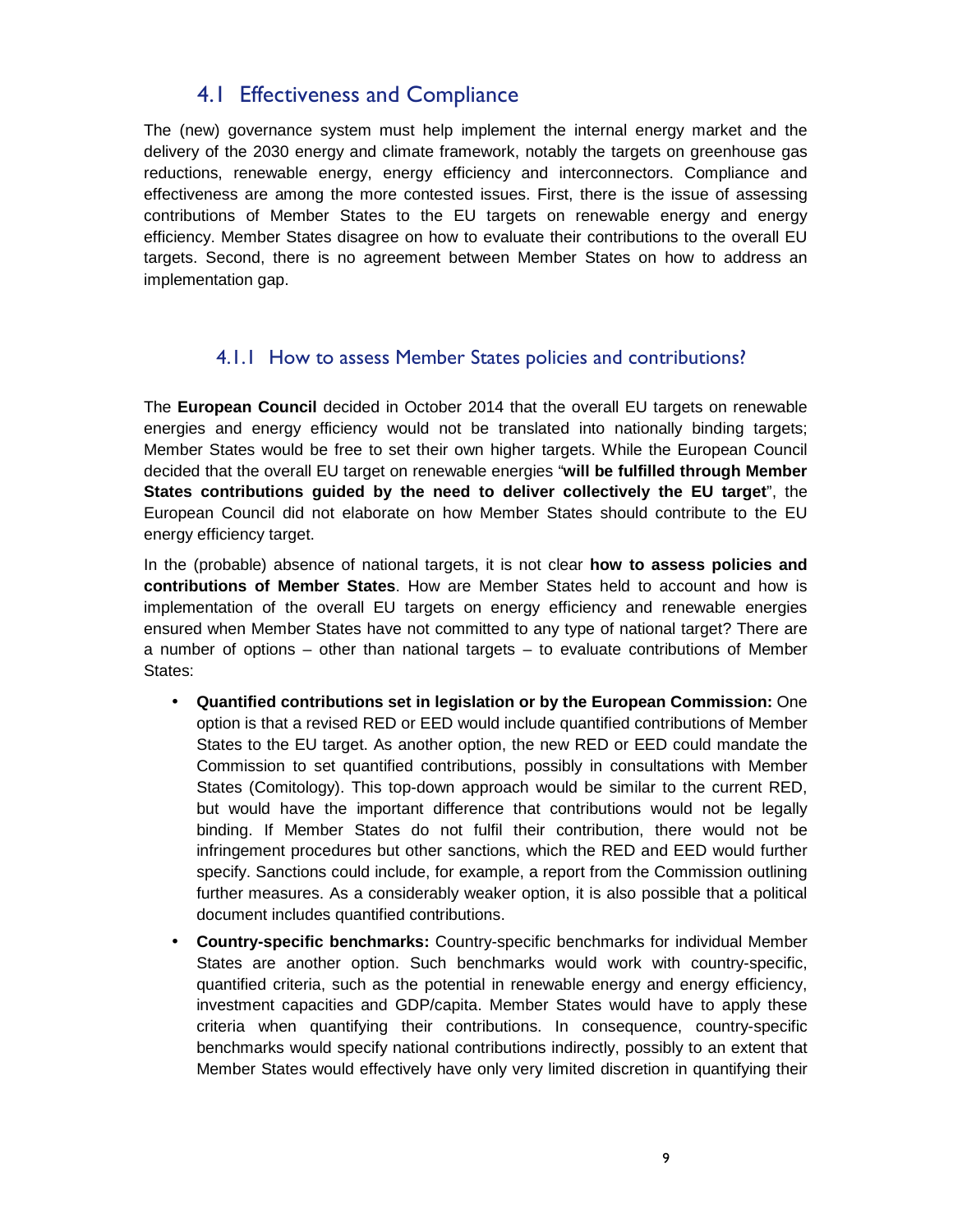## 4.1 Effectiveness and Compliance

The (new) governance system must help implement the internal energy market and the delivery of the 2030 energy and climate framework, notably the targets on greenhouse gas reductions, renewable energy, energy efficiency and interconnectors. Compliance and effectiveness are among the more contested issues. First, there is the issue of assessing contributions of Member States to the EU targets on renewable energy and energy efficiency. Member States disagree on how to evaluate their contributions to the overall EU targets. Second, there is no agreement between Member States on how to address an implementation gap.

### 4.1.1 How to assess Member States policies and contributions?

The **European Council** decided in October 2014 that the overall EU targets on renewable energies and energy efficiency would not be translated into nationally binding targets; Member States would be free to set their own higher targets. While the European Council decided that the overall EU target on renewable energies "**will be fulfilled through Member States contributions guided by the need to deliver collectively the EU target**", the European Council did not elaborate on how Member States should contribute to the EU energy efficiency target.

In the (probable) absence of national targets, it is not clear **how to assess policies and contributions of Member States**. How are Member States held to account and how is implementation of the overall EU targets on energy efficiency and renewable energies ensured when Member States have not committed to any type of national target? There are a number of options – other than national targets – to evaluate contributions of Member States:

- **Quantified contributions set in legislation or by the European Commission:** One option is that a revised RED or EED would include quantified contributions of Member States to the EU target. As another option, the new RED or EED could mandate the Commission to set quantified contributions, possibly in consultations with Member States (Comitology). This top-down approach would be similar to the current RED, but would have the important difference that contributions would not be legally binding. If Member States do not fulfil their contribution, there would not be infringement procedures but other sanctions, which the RED and EED would further specify. Sanctions could include, for example, a report from the Commission outlining further measures. As a considerably weaker option, it is also possible that a political document includes quantified contributions.
- **Country-specific benchmarks:** Country-specific benchmarks for individual Member States are another option. Such benchmarks would work with country-specific, quantified criteria, such as the potential in renewable energy and energy efficiency, investment capacities and GDP/capita. Member States would have to apply these criteria when quantifying their contributions. In consequence, country-specific benchmarks would specify national contributions indirectly, possibly to an extent that Member States would effectively have only very limited discretion in quantifying their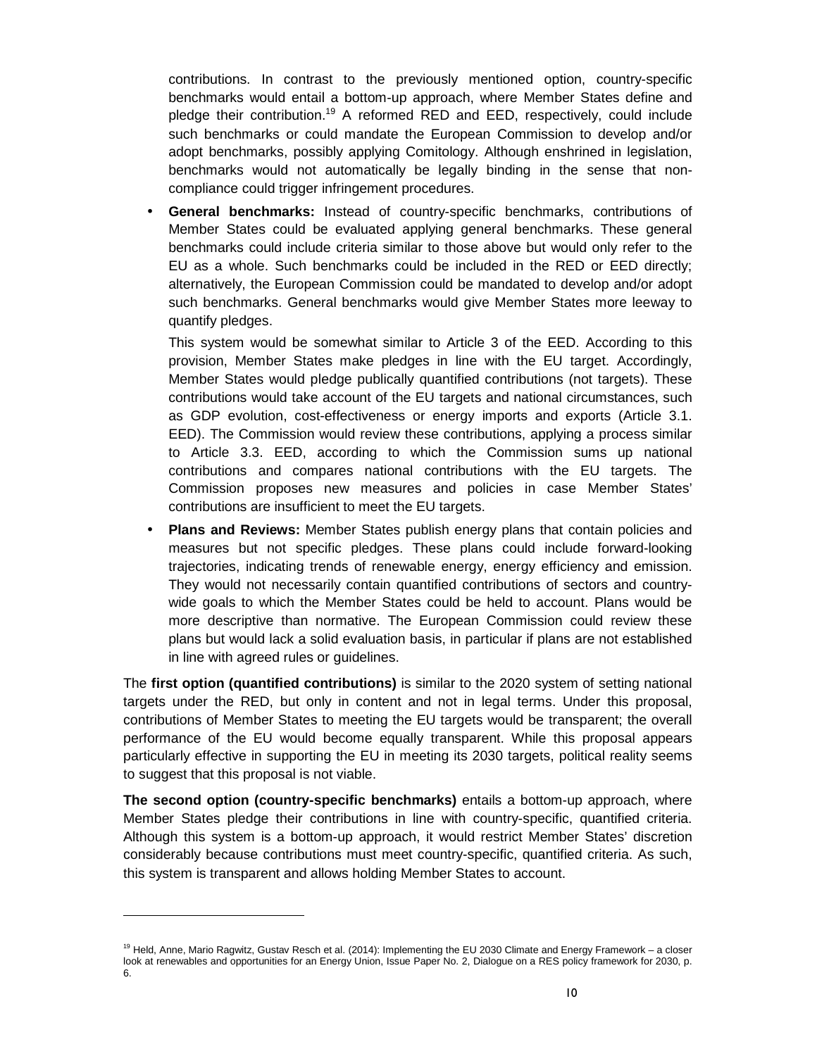contributions. In contrast to the previously mentioned option, country-specific benchmarks would entail a bottom-up approach, where Member States define and pledge their contribution.[19] A reformed RED and EED, respectively, could include such benchmarks or could mandate the European Commission to develop and/or adopt benchmarks, possibly applying Comitology. Although enshrined in legislation, benchmarks would not automatically be legally binding in the sense that non-compliance could trigger infringement procedures.

- **General benchmarks:** Instead of country-specific benchmarks, contributions of Member States could be evaluated applying general benchmarks. These general benchmarks could include criteria similar to those above but would only refer to the EU as a whole. Such benchmarks could be included in the RED or EED directly; alternatively, the European Commission could be mandated to develop and/or adopt such benchmarks. General benchmarks would give Member States more leeway to quantify pledges.

  This system would be somewhat similar to Article 3 of the EED. According to this provision, Member States make pledges in line with the EU target. Accordingly, Member States would pledge publically quantified contributions (not targets). These contributions would take account of the EU targets and national circumstances, such as GDP evolution, cost-effectiveness or energy imports and exports (Article 3.1. EED). The Commission would review these contributions, applying a process similar to Article 3.3. EED, according to which the Commission sums up national contributions and compares national contributions with the EU targets. The Commission proposes new measures and policies in case Member States' contributions are insufficient to meet the EU targets.

- **Plans and Reviews:** Member States publish energy plans that contain policies and measures but not specific pledges. These plans could include forward-looking trajectories, indicating trends of renewable energy, energy efficiency and emission. They would not necessarily contain quantified contributions of sectors and country-wide goals to which the Member States could be held to account. Plans would be more descriptive than normative. The European Commission could review these plans but would lack a solid evaluation basis, in particular if plans are not established in line with agreed rules or guidelines.

The **first option (quantified contributions)** is similar to the 2020 system of setting national targets under the RED, but only in content and not in legal terms. Under this proposal, contributions of Member States to meeting the EU targets would be transparent; the overall performance of the EU would become equally transparent. While this proposal appears particularly effective in supporting the EU in meeting its 2030 targets, political reality seems to suggest that this proposal is not viable.

**The second option (country-specific benchmarks)** entails a bottom-up approach, where Member States pledge their contributions in line with country-specific, quantified criteria. Although this system is a bottom-up approach, it would restrict Member States' discretion considerably because contributions must meet country-specific, quantified criteria. As such, this system is transparent and allows holding Member States to account.

---

[19] Held, Anne, Mario Ragwitz, Gustav Resch et al. (2014): Implementing the EU 2030 Climate and Energy Framework – a closer look at renewables and opportunities for an Energy Union, Issue Paper No. 2, Dialogue on a RES policy framework for 2030, p. 6.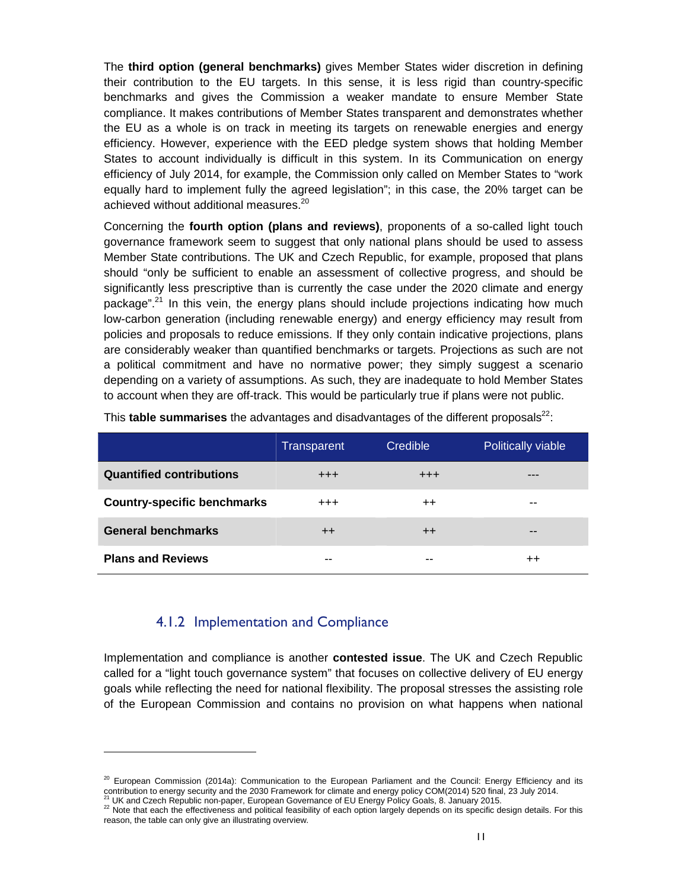The **third option (general benchmarks)** gives Member States wider discretion in defining their contribution to the EU targets. In this sense, it is less rigid than country-specific benchmarks and gives the Commission a weaker mandate to ensure Member State compliance. It makes contributions of Member States transparent and demonstrates whether the EU as a whole is on track in meeting its targets on renewable energies and energy efficiency. However, experience with the EED pledge system shows that holding Member States to account individually is difficult in this system. In its Communication on energy efficiency of July 2014, for example, the Commission only called on Member States to "work equally hard to implement fully the agreed legislation"; in this case, the 20% target can be achieved without additional measures.[20]

Concerning the **fourth option (plans and reviews)**, proponents of a so-called light touch governance framework seem to suggest that only national plans should be used to assess Member State contributions. The UK and Czech Republic, for example, proposed that plans should "only be sufficient to enable an assessment of collective progress, and should be significantly less prescriptive than is currently the case under the 2020 climate and energy package".[21] In this vein, the energy plans should include projections indicating how much low-carbon generation (including renewable energy) and energy efficiency may result from policies and proposals to reduce emissions. If they only contain indicative projections, plans are considerably weaker than quantified benchmarks or targets. Projections as such are not a political commitment and have no normative power; they simply suggest a scenario depending on a variety of assumptions. As such, they are inadequate to hold Member States to account when they are off-track. This would be particularly true if plans were not public.

This **table summarises** the advantages and disadvantages of the different proposals[22]:

| | Transparent | Credible | Politically viable |
|---|---|---|---|
| **Quantified contributions** | +++ | +++ | --- |
| **Country-specific benchmarks** | +++ | ++ | -- |
| **General benchmarks** | ++ | ++ | -- |
| **Plans and Reviews** | -- | -- | ++ |

### 4.1.2 Implementation and Compliance

Implementation and compliance is another **contested issue**. The UK and Czech Republic called for a "light touch governance system" that focuses on collective delivery of EU energy goals while reflecting the need for national flexibility. The proposal stresses the assisting role of the European Commission and contains no provision on what happens when national

[20] European Commission (2014a): Communication to the European Parliament and the Council: Energy Efficiency and its contribution to energy security and the 2030 Framework for climate and energy policy COM(2014) 520 final, 23 July 2014.

[21] UK and Czech Republic non-paper, European Governance of EU Energy Policy Goals, 8. January 2015.

[22] Note that each the effectiveness and political feasibility of each option largely depends on its specific design details. For this reason, the table can only give an illustrating overview.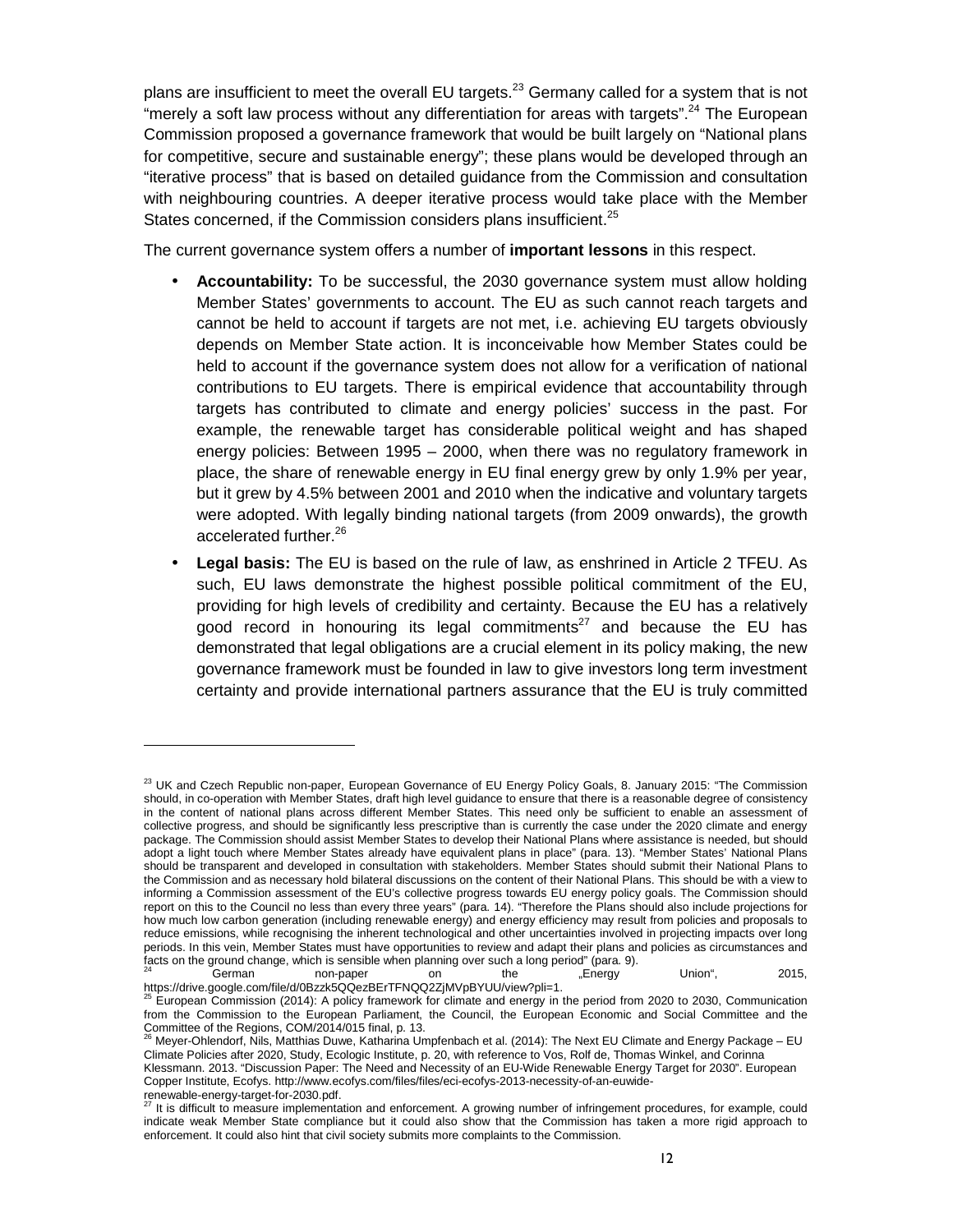plans are insufficient to meet the overall EU targets.[23] Germany called for a system that is not "merely a soft law process without any differentiation for areas with targets".[24] The European Commission proposed a governance framework that would be built largely on "National plans for competitive, secure and sustainable energy"; these plans would be developed through an "iterative process" that is based on detailed guidance from the Commission and consultation with neighbouring countries. A deeper iterative process would take place with the Member States concerned, if the Commission considers plans insufficient.[25]

The current governance system offers a number of **important lessons** in this respect.

- **Accountability:** To be successful, the 2030 governance system must allow holding Member States' governments to account. The EU as such cannot reach targets and cannot be held to account if targets are not met, i.e. achieving EU targets obviously depends on Member State action. It is inconceivable how Member States could be held to account if the governance system does not allow for a verification of national contributions to EU targets. There is empirical evidence that accountability through targets has contributed to climate and energy policies' success in the past. For example, the renewable target has considerable political weight and has shaped energy policies: Between 1995 – 2000, when there was no regulatory framework in place, the share of renewable energy in EU final energy grew by only 1.9% per year, but it grew by 4.5% between 2001 and 2010 when the indicative and voluntary targets were adopted. With legally binding national targets (from 2009 onwards), the growth accelerated further.[26]
- **Legal basis:** The EU is based on the rule of law, as enshrined in Article 2 TFEU. As such, EU laws demonstrate the highest possible political commitment of the EU, providing for high levels of credibility and certainty. Because the EU has a relatively good record in honouring its legal commitments[27] and because the EU has demonstrated that legal obligations are a crucial element in its policy making, the new governance framework must be founded in law to give investors long term investment certainty and provide international partners assurance that the EU is truly committed

---

[23] UK and Czech Republic non-paper, European Governance of EU Energy Policy Goals, 8. January 2015: "The Commission should, in co-operation with Member States, draft high level guidance to ensure that there is a reasonable degree of consistency in the content of national plans across different Member States. This need only be sufficient to enable an assessment of collective progress, and should be significantly less prescriptive than is currently the case under the 2020 climate and energy package. The Commission should assist Member States to develop their National Plans where assistance is needed, but should adopt a light touch where Member States already have equivalent plans in place" (para. 13). "Member States' National Plans should be transparent and developed in consultation with stakeholders. Member States should submit their National Plans to the Commission and as necessary hold bilateral discussions on the content of their National Plans. This should be with a view to informing a Commission assessment of the EU's collective progress towards EU energy policy goals. The Commission should report on this to the Council no less than every three years" (para. 14). "Therefore the Plans should also include projections for how much low carbon generation (including renewable energy) and energy efficiency may result from policies and proposals to reduce emissions, while recognising the inherent technological and other uncertainties involved in projecting impacts over long periods. In this vein, Member States must have opportunities to review and adapt their plans and policies as circumstances and facts on the ground change, which is sensible when planning over such a long period" (para. 9).

[24] German non-paper on the „Energy Union", 2015, https://drive.google.com/file/d/0Bzzk5QQezBErTFNQQ2ZjMVpBYUU/view?pli=1.

[25] European Commission (2014): A policy framework for climate and energy in the period from 2020 to 2030, Communication from the Commission to the European Parliament, the Council, the European Economic and Social Committee and the Committee of the Regions, COM/2014/015 final, p. 13.

[26] Meyer-Ohlendorf, Nils, Matthias Duwe, Katharina Umpfenbach et al. (2014): The Next EU Climate and Energy Package – EU Climate Policies after 2020, Study, Ecologic Institute, p. 20, with reference to Vos, Rolf de, Thomas Winkel, and Corinna Klessmann. 2013. "Discussion Paper: The Need and Necessity of an EU-Wide Renewable Energy Target for 2030". European Copper Institute, Ecofys. http://www.ecofys.com/files/files/eci-ecofys-2013-necessity-of-an-euwide-renewable-energy-target-for-2030.pdf.

[27] It is difficult to measure implementation and enforcement. A growing number of infringement procedures, for example, could indicate weak Member State compliance but it could also show that the Commission has taken a more rigid approach to enforcement. It could also hint that civil society submits more complaints to the Commission.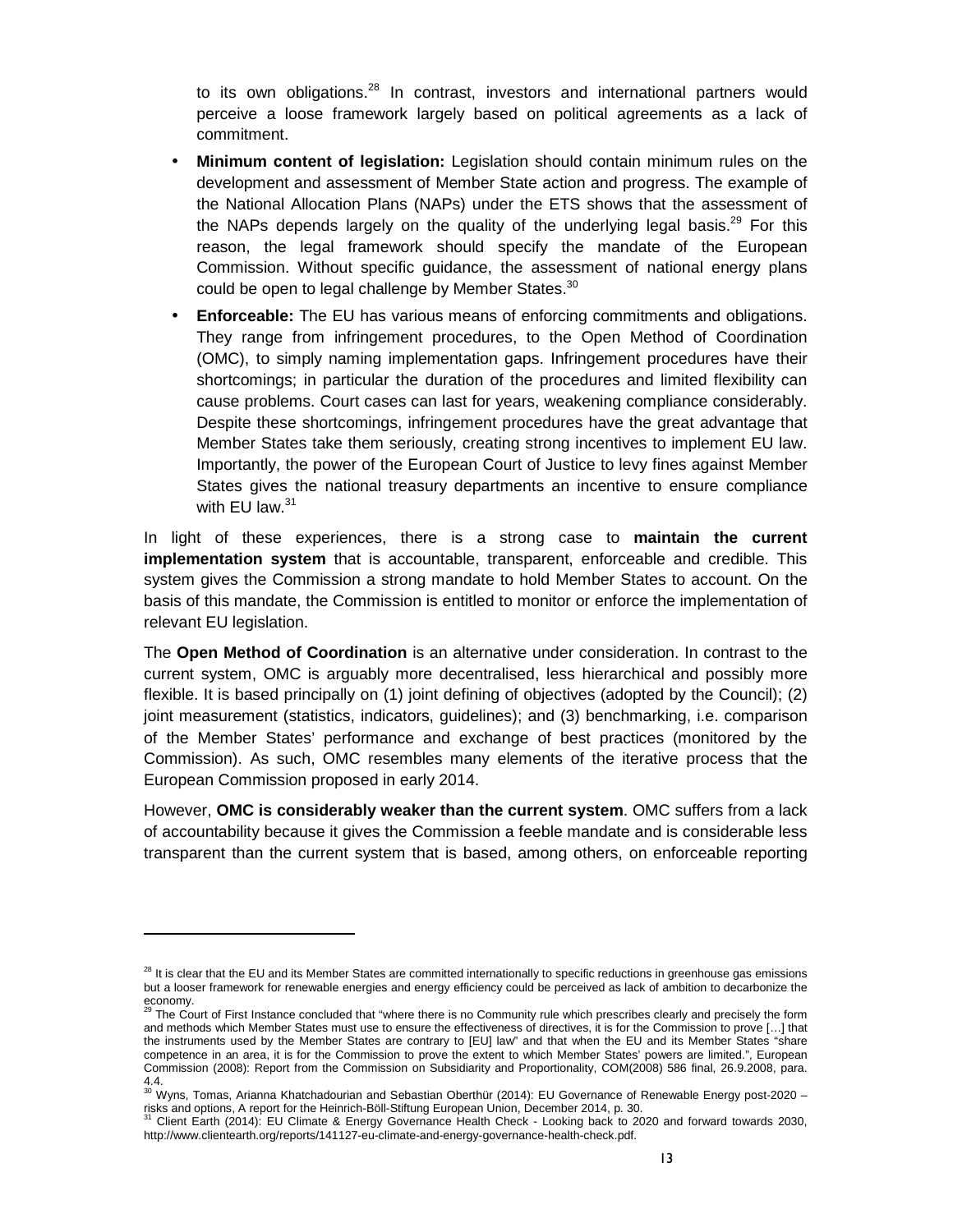to its own obligations.[28] In contrast, investors and international partners would perceive a loose framework largely based on political agreements as a lack of commitment.

- **Minimum content of legislation:** Legislation should contain minimum rules on the development and assessment of Member State action and progress. The example of the National Allocation Plans (NAPs) under the ETS shows that the assessment of the NAPs depends largely on the quality of the underlying legal basis.[29] For this reason, the legal framework should specify the mandate of the European Commission. Without specific guidance, the assessment of national energy plans could be open to legal challenge by Member States.[30]
- **Enforceable:** The EU has various means of enforcing commitments and obligations. They range from infringement procedures, to the Open Method of Coordination (OMC), to simply naming implementation gaps. Infringement procedures have their shortcomings; in particular the duration of the procedures and limited flexibility can cause problems. Court cases can last for years, weakening compliance considerably. Despite these shortcomings, infringement procedures have the great advantage that Member States take them seriously, creating strong incentives to implement EU law. Importantly, the power of the European Court of Justice to levy fines against Member States gives the national treasury departments an incentive to ensure compliance with EU law.[31]

In light of these experiences, there is a strong case to **maintain the current implementation system** that is accountable, transparent, enforceable and credible. This system gives the Commission a strong mandate to hold Member States to account. On the basis of this mandate, the Commission is entitled to monitor or enforce the implementation of relevant EU legislation.

The **Open Method of Coordination** is an alternative under consideration. In contrast to the current system, OMC is arguably more decentralised, less hierarchical and possibly more flexible. It is based principally on (1) joint defining of objectives (adopted by the Council); (2) joint measurement (statistics, indicators, guidelines); and (3) benchmarking, i.e. comparison of the Member States' performance and exchange of best practices (monitored by the Commission). As such, OMC resembles many elements of the iterative process that the European Commission proposed in early 2014.

However, **OMC is considerably weaker than the current system**. OMC suffers from a lack of accountability because it gives the Commission a feeble mandate and is considerable less transparent than the current system that is based, among others, on enforceable reporting

---

[28] It is clear that the EU and its Member States are committed internationally to specific reductions in greenhouse gas emissions but a looser framework for renewable energies and energy efficiency could be perceived as lack of ambition to decarbonize the economy.

[29] The Court of First Instance concluded that "where there is no Community rule which prescribes clearly and precisely the form and methods which Member States must use to ensure the effectiveness of directives, it is for the Commission to prove […] that the instruments used by the Member States are contrary to [EU] law" and that when the EU and its Member States "share competence in an area, it is for the Commission to prove the extent to which Member States' powers are limited.", European Commission (2008): Report from the Commission on Subsidiarity and Proportionality, COM(2008) 586 final, 26.9.2008, para. 4.4.

[30] Wyns, Tomas, Arianna Khatchadourian and Sebastian Oberthür (2014): EU Governance of Renewable Energy post-2020 – risks and options, A report for the Heinrich-Böll-Stiftung European Union, December 2014, p. 30.

[31] Client Earth (2014): EU Climate & Energy Governance Health Check - Looking back to 2020 and forward towards 2030, http://www.clientearth.org/reports/141127-eu-climate-and-energy-governance-health-check.pdf.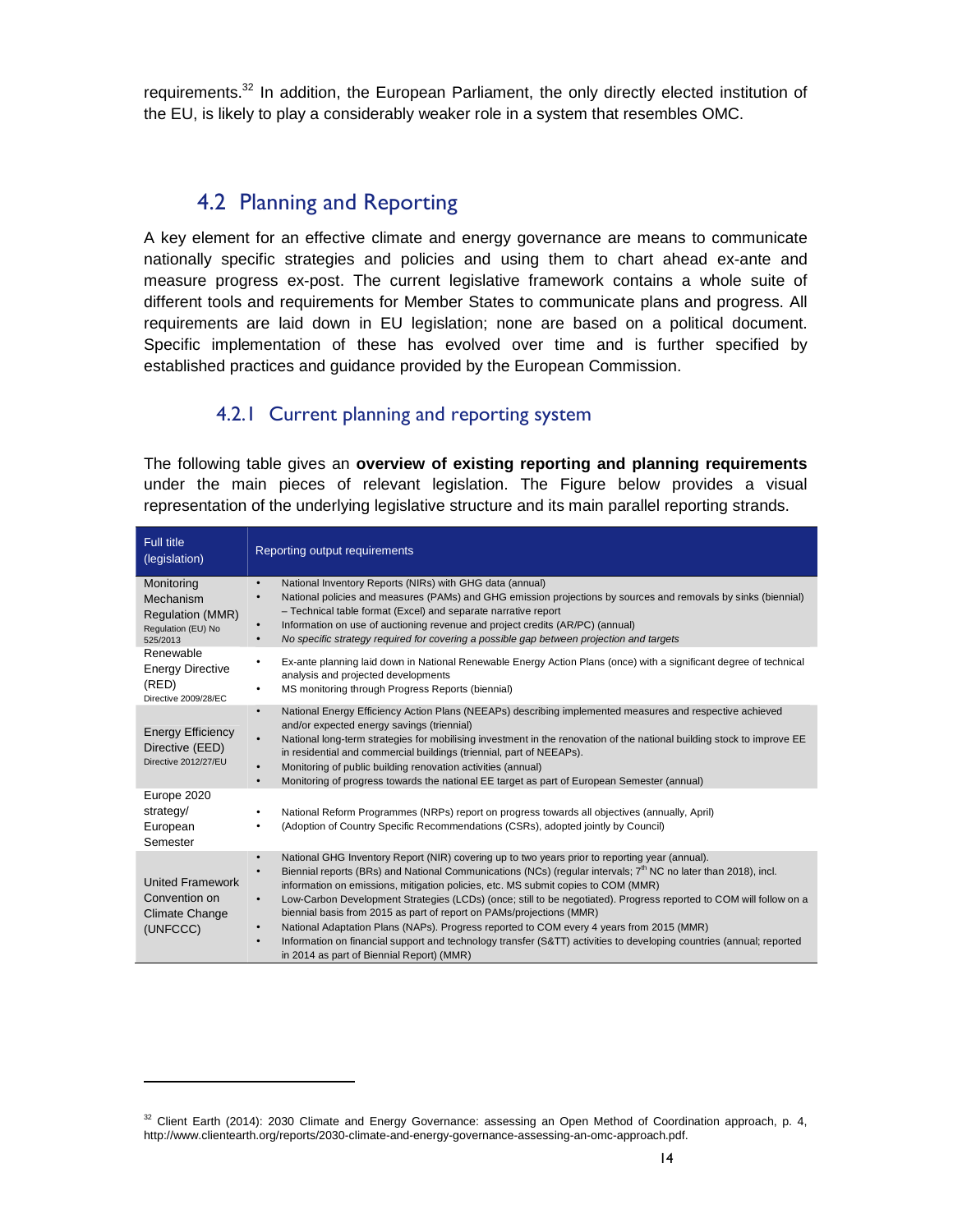requirements.[32] In addition, the European Parliament, the only directly elected institution of the EU, is likely to play a considerably weaker role in a system that resembles OMC.

## 4.2 Planning and Reporting

A key element for an effective climate and energy governance are means to communicate nationally specific strategies and policies and using them to chart ahead ex-ante and measure progress ex-post. The current legislative framework contains a whole suite of different tools and requirements for Member States to communicate plans and progress. All requirements are laid down in EU legislation; none are based on a political document. Specific implementation of these has evolved over time and is further specified by established practices and guidance provided by the European Commission.

### 4.2.1 Current planning and reporting system

The following table gives an **overview of existing reporting and planning requirements** under the main pieces of relevant legislation. The Figure below provides a visual representation of the underlying legislative structure and its main parallel reporting strands.

| Full title (legislation) | Reporting output requirements |
|---|---|
| Monitoring Mechanism Regulation (MMR) Regulation (EU) No 525/2013 | • National Inventory Reports (NIRs) with GHG data (annual)<br>• National policies and measures (PAMs) and GHG emission projections by sources and removals by sinks (biennial) – Technical table format (Excel) and separate narrative report<br>• Information on use of auctioning revenue and project credits (AR/PC) (annual)<br>• *No specific strategy required for covering a possible gap between projection and targets* |
| Renewable Energy Directive (RED) Directive 2009/28/EC | • Ex-ante planning laid down in National Renewable Energy Action Plans (once) with a significant degree of technical analysis and projected developments<br>• MS monitoring through Progress Reports (biennial) |
| Energy Efficiency Directive (EED) Directive 2012/27/EU | • National Energy Efficiency Action Plans (NEEAPs) describing implemented measures and respective achieved and/or expected energy savings (triennial)<br>• National long-term strategies for mobilising investment in the renovation of the national building stock to improve EE in residential and commercial buildings (triennial, part of NEEAPs).<br>• Monitoring of public building renovation activities (annual)<br>• Monitoring of progress towards the national EE target as part of European Semester (annual) |
| Europe 2020 strategy/ European Semester | • National Reform Programmes (NRPs) report on progress towards all objectives (annually, April)<br>• (Adoption of Country Specific Recommendations (CSRs), adopted jointly by Council) |
| United Framework Convention on Climate Change (UNFCCC) | • National GHG Inventory Report (NIR) covering up to two years prior to reporting year (annual).<br>• Biennial reports (BRs) and National Communications (NCs) (regular intervals; 7th NC no later than 2018), incl. information on emissions, mitigation policies, etc. MS submit copies to COM (MMR)<br>• Low-Carbon Development Strategies (LCDs) (once; still to be negotiated). Progress reported to COM will follow on a biennial basis from 2015 as part of report on PAMs/projections (MMR)<br>• National Adaptation Plans (NAPs). Progress reported to COM every 4 years from 2015 (MMR)<br>• Information on financial support and technology transfer (S&TT) activities to developing countries (annual; reported in 2014 as part of Biennial Report) (MMR) |

[32] Client Earth (2014): 2030 Climate and Energy Governance: assessing an Open Method of Coordination approach, p. 4, http://www.clientearth.org/reports/2030-climate-and-energy-governance-assessing-an-omc-approach.pdf.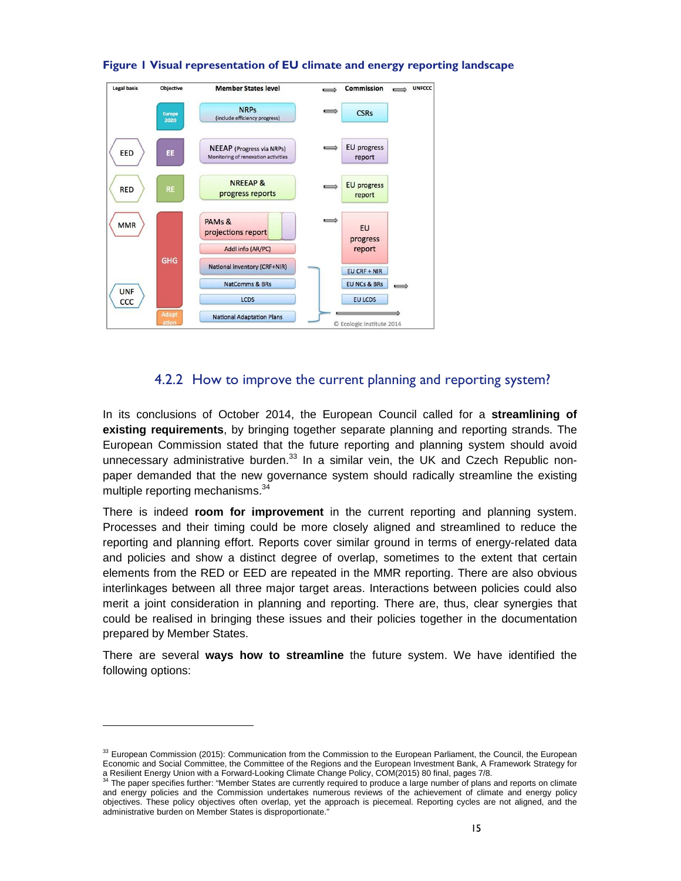**Figure 1 Visual representation of EU climate and energy reporting landscape**

## 4.2.2 How to improve the current planning and reporting system?

In its conclusions of October 2014, the European Council called for a **streamlining of existing requirements**, by bringing together separate planning and reporting strands. The European Commission stated that the future reporting and planning system should avoid unnecessary administrative burden.[33] In a similar vein, the UK and Czech Republic non-paper demanded that the new governance system should radically streamline the existing multiple reporting mechanisms.[34]

There is indeed **room for improvement** in the current reporting and planning system. Processes and their timing could be more closely aligned and streamlined to reduce the reporting and planning effort. Reports cover similar ground in terms of energy-related data and policies and show a distinct degree of overlap, sometimes to the extent that certain elements from the RED or EED are repeated in the MMR reporting. There are also obvious interlinkages between all three major target areas. Interactions between policies could also merit a joint consideration in planning and reporting. There are, thus, clear synergies that could be realised in bringing these issues and their policies together in the documentation prepared by Member States.

There are several **ways how to streamline** the future system. We have identified the following options:

[33] European Commission (2015): Communication from the Commission to the European Parliament, the Council, the European Economic and Social Committee, the Committee of the Regions and the European Investment Bank, A Framework Strategy for a Resilient Energy Union with a Forward-Looking Climate Change Policy, COM(2015) 80 final, pages 7/8.

[34] The paper specifies further: "Member States are currently required to produce a large number of plans and reports on climate and energy policies and the Commission undertakes numerous reviews of the achievement of climate and energy policy objectives. These policy objectives often overlap, yet the approach is piecemeal. Reporting cycles are not aligned, and the administrative burden on Member States is disproportionate."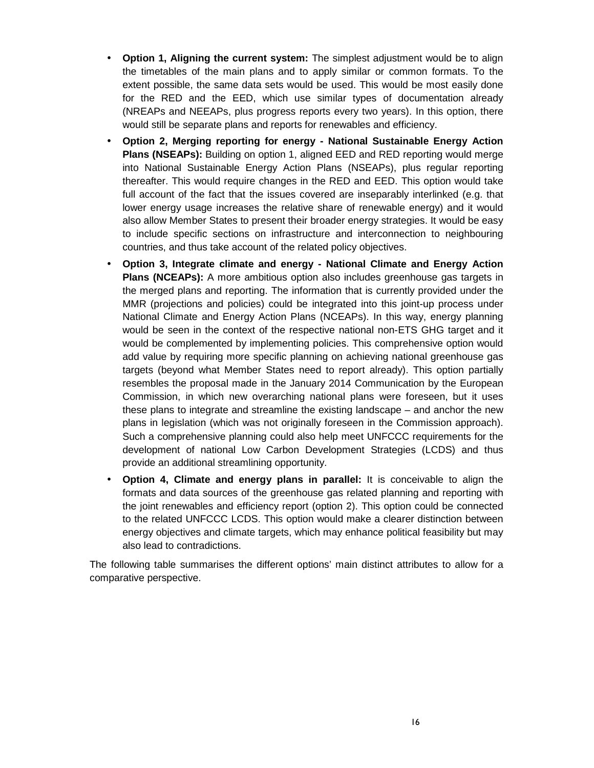- **Option 1, Aligning the current system:** The simplest adjustment would be to align the timetables of the main plans and to apply similar or common formats. To the extent possible, the same data sets would be used. This would be most easily done for the RED and the EED, which use similar types of documentation already (NREAPs and NEEAPs, plus progress reports every two years). In this option, there would still be separate plans and reports for renewables and efficiency.
- **Option 2, Merging reporting for energy - National Sustainable Energy Action Plans (NSEAPs):** Building on option 1, aligned EED and RED reporting would merge into National Sustainable Energy Action Plans (NSEAPs), plus regular reporting thereafter. This would require changes in the RED and EED. This option would take full account of the fact that the issues covered are inseparably interlinked (e.g. that lower energy usage increases the relative share of renewable energy) and it would also allow Member States to present their broader energy strategies. It would be easy to include specific sections on infrastructure and interconnection to neighbouring countries, and thus take account of the related policy objectives.
- **Option 3, Integrate climate and energy - National Climate and Energy Action Plans (NCEAPs):** A more ambitious option also includes greenhouse gas targets in the merged plans and reporting. The information that is currently provided under the MMR (projections and policies) could be integrated into this joint-up process under National Climate and Energy Action Plans (NCEAPs). In this way, energy planning would be seen in the context of the respective national non-ETS GHG target and it would be complemented by implementing policies. This comprehensive option would add value by requiring more specific planning on achieving national greenhouse gas targets (beyond what Member States need to report already). This option partially resembles the proposal made in the January 2014 Communication by the European Commission, in which new overarching national plans were foreseen, but it uses these plans to integrate and streamline the existing landscape – and anchor the new plans in legislation (which was not originally foreseen in the Commission approach). Such a comprehensive planning could also help meet UNFCCC requirements for the development of national Low Carbon Development Strategies (LCDS) and thus provide an additional streamlining opportunity.
- **Option 4, Climate and energy plans in parallel:** It is conceivable to align the formats and data sources of the greenhouse gas related planning and reporting with the joint renewables and efficiency report (option 2). This option could be connected to the related UNFCCC LCDS. This option would make a clearer distinction between energy objectives and climate targets, which may enhance political feasibility but may also lead to contradictions.

The following table summarises the different options' main distinct attributes to allow for a comparative perspective.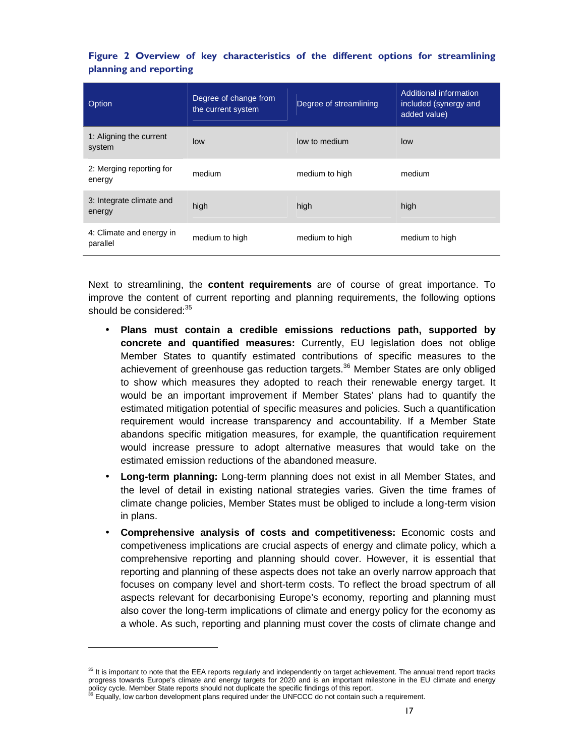**Figure 2 Overview of key characteristics of the different options for streamlining planning and reporting**

| Option | Degree of change from the current system | Degree of streamlining | Additional information included (synergy and added value) |
|---|---|---|---|
| 1: Aligning the current system | low | low to medium | low |
| 2: Merging reporting for energy | medium | medium to high | medium |
| 3: Integrate climate and energy | high | high | high |
| 4: Climate and energy in parallel | medium to high | medium to high | medium to high |

Next to streamlining, the **content requirements** are of course of great importance. To improve the content of current reporting and planning requirements, the following options should be considered:[35]

- **Plans must contain a credible emissions reductions path, supported by concrete and quantified measures:** Currently, EU legislation does not oblige Member States to quantify estimated contributions of specific measures to the achievement of greenhouse gas reduction targets.[36] Member States are only obliged to show which measures they adopted to reach their renewable energy target. It would be an important improvement if Member States' plans had to quantify the estimated mitigation potential of specific measures and policies. Such a quantification requirement would increase transparency and accountability. If a Member State abandons specific mitigation measures, for example, the quantification requirement would increase pressure to adopt alternative measures that would take on the estimated emission reductions of the abandoned measure.
- **Long-term planning:** Long-term planning does not exist in all Member States, and the level of detail in existing national strategies varies. Given the time frames of climate change policies, Member States must be obliged to include a long-term vision in plans.
- **Comprehensive analysis of costs and competitiveness:** Economic costs and competiveness implications are crucial aspects of energy and climate policy, which a comprehensive reporting and planning should cover. However, it is essential that reporting and planning of these aspects does not take an overly narrow approach that focuses on company level and short-term costs. To reflect the broad spectrum of all aspects relevant for decarbonising Europe's economy, reporting and planning must also cover the long-term implications of climate and energy policy for the economy as a whole. As such, reporting and planning must cover the costs of climate change and

---

[35] It is important to note that the EEA reports regularly and independently on target achievement. The annual trend report tracks progress towards Europe's climate and energy targets for 2020 and is an important milestone in the EU climate and energy policy cycle. Member State reports should not duplicate the specific findings of this report.

[36] Equally, low carbon development plans required under the UNFCCC do not contain such a requirement.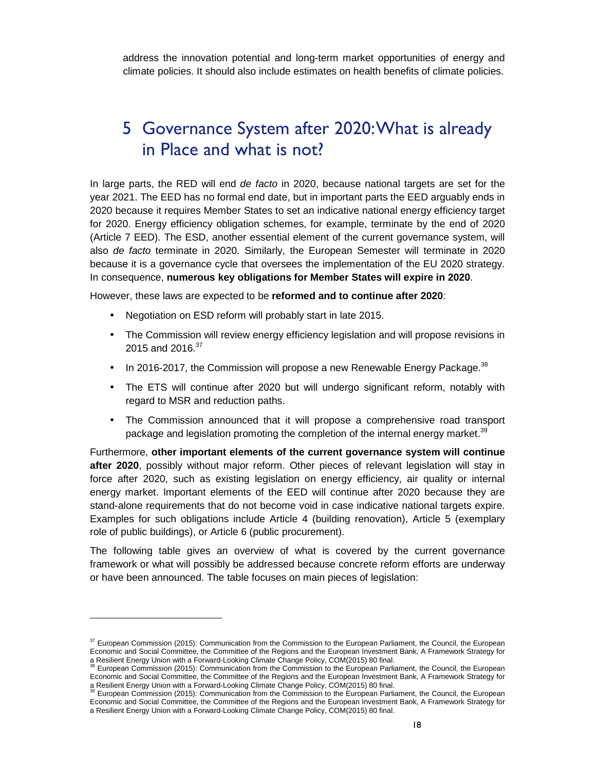address the innovation potential and long-term market opportunities of energy and climate policies. It should also include estimates on health benefits of climate policies.

# 5 Governance System after 2020: What is already in Place and what is not?

In large parts, the RED will end *de facto* in 2020, because national targets are set for the year 2021. The EED has no formal end date, but in important parts the EED arguably ends in 2020 because it requires Member States to set an indicative national energy efficiency target for 2020. Energy efficiency obligation schemes, for example, terminate by the end of 2020 (Article 7 EED). The ESD, another essential element of the current governance system, will also *de facto* terminate in 2020. Similarly, the European Semester will terminate in 2020 because it is a governance cycle that oversees the implementation of the EU 2020 strategy. In consequence, **numerous key obligations for Member States will expire in 2020**.

However, these laws are expected to be **reformed and to continue after 2020**:

- Negotiation on ESD reform will probably start in late 2015.
- The Commission will review energy efficiency legislation and will propose revisions in 2015 and 2016.[37]
- In 2016-2017, the Commission will propose a new Renewable Energy Package.[38]
- The ETS will continue after 2020 but will undergo significant reform, notably with regard to MSR and reduction paths.
- The Commission announced that it will propose a comprehensive road transport package and legislation promoting the completion of the internal energy market.[39]

Furthermore, **other important elements of the current governance system will continue after 2020**, possibly without major reform. Other pieces of relevant legislation will stay in force after 2020, such as existing legislation on energy efficiency, air quality or internal energy market. Important elements of the EED will continue after 2020 because they are stand-alone requirements that do not become void in case indicative national targets expire. Examples for such obligations include Article 4 (building renovation), Article 5 (exemplary role of public buildings), or Article 6 (public procurement).

The following table gives an overview of what is covered by the current governance framework or what will possibly be addressed because concrete reform efforts are underway or have been announced. The table focuses on main pieces of legislation:

---

[37] European Commission (2015): Communication from the Commission to the European Parliament, the Council, the European Economic and Social Committee, the Committee of the Regions and the European Investment Bank, A Framework Strategy for a Resilient Energy Union with a Forward-Looking Climate Change Policy, COM(2015) 80 final.

[38] European Commission (2015): Communication from the Commission to the European Parliament, the Council, the European Economic and Social Committee, the Committee of the Regions and the European Investment Bank, A Framework Strategy for a Resilient Energy Union with a Forward-Looking Climate Change Policy, COM(2015) 80 final.

[39] European Commission (2015): Communication from the Commission to the European Parliament, the Council, the European Economic and Social Committee, the Committee of the Regions and the European Investment Bank, A Framework Strategy for a Resilient Energy Union with a Forward-Looking Climate Change Policy, COM(2015) 80 final.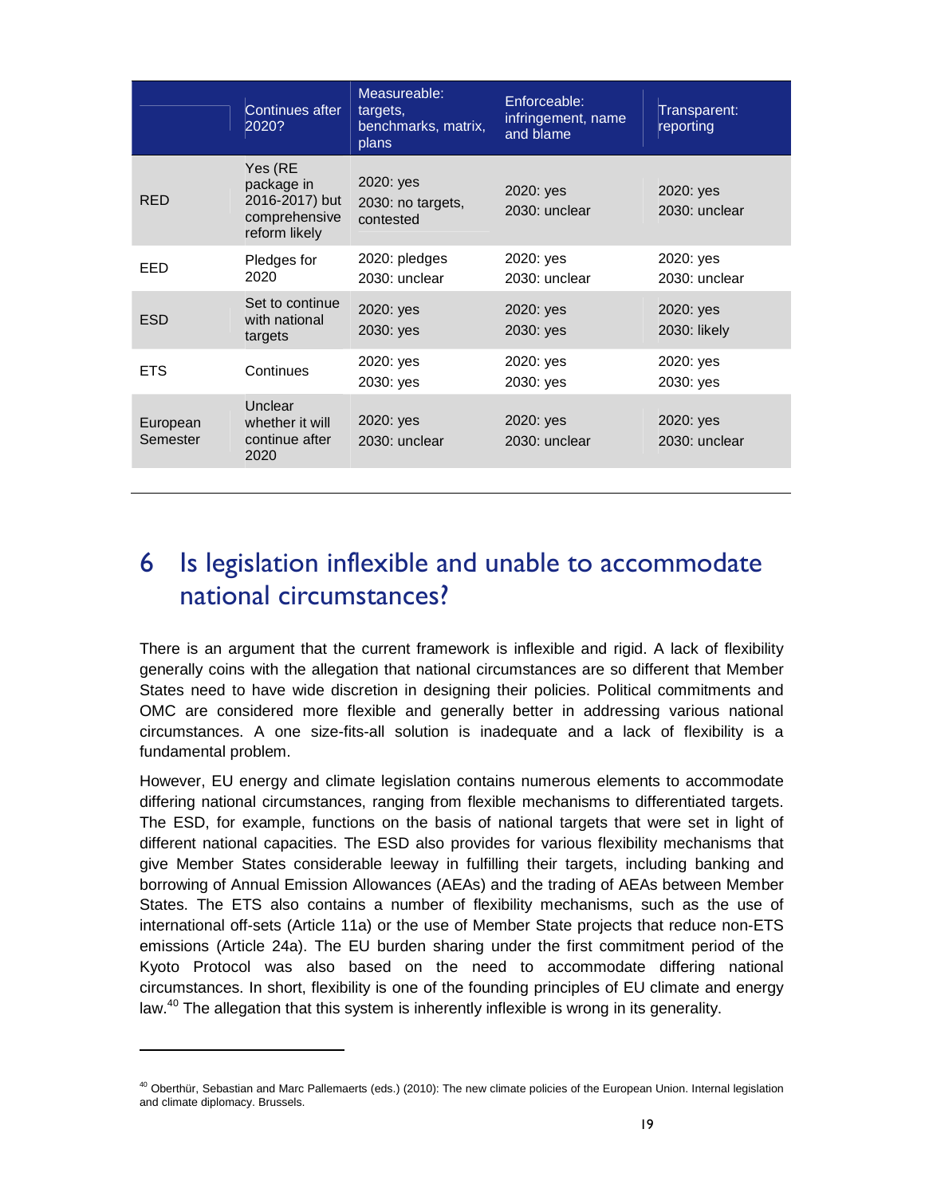| | Continues after 2020? | Measureable: targets, benchmarks, matrix, plans | Enforceable: infringement, name and blame | Transparent: reporting |
|---|---|---|---|---|
| RED | Yes (RE package in 2016-2017) but comprehensive reform likely | 2020: yes<br>2030: no targets, contested | 2020: yes<br>2030: unclear | 2020: yes<br>2030: unclear |
| EED | Pledges for 2020 | 2020: pledges<br>2030: unclear | 2020: yes<br>2030: unclear | 2020: yes<br>2030: unclear |
| ESD | Set to continue with national targets | 2020: yes<br>2030: yes | 2020: yes<br>2030: yes | 2020: yes<br>2030: likely |
| ETS | Continues | 2020: yes<br>2030: yes | 2020: yes<br>2030: yes | 2020: yes<br>2030: yes |
| European Semester | Unclear whether it will continue after 2020 | 2020: yes<br>2030: unclear | 2020: yes<br>2030: unclear | 2020: yes<br>2030: unclear |

# 6 Is legislation inflexible and unable to accommodate national circumstances?

There is an argument that the current framework is inflexible and rigid. A lack of flexibility generally coins with the allegation that national circumstances are so different that Member States need to have wide discretion in designing their policies. Political commitments and OMC are considered more flexible and generally better in addressing various national circumstances. A one size-fits-all solution is inadequate and a lack of flexibility is a fundamental problem.

However, EU energy and climate legislation contains numerous elements to accommodate differing national circumstances, ranging from flexible mechanisms to differentiated targets. The ESD, for example, functions on the basis of national targets that were set in light of different national capacities. The ESD also provides for various flexibility mechanisms that give Member States considerable leeway in fulfilling their targets, including banking and borrowing of Annual Emission Allowances (AEAs) and the trading of AEAs between Member States. The ETS also contains a number of flexibility mechanisms, such as the use of international off-sets (Article 11a) or the use of Member State projects that reduce non-ETS emissions (Article 24a). The EU burden sharing under the first commitment period of the Kyoto Protocol was also based on the need to accommodate differing national circumstances. In short, flexibility is one of the founding principles of EU climate and energy law.[40] The allegation that this system is inherently inflexible is wrong in its generality.

[40] Oberthür, Sebastian and Marc Pallemaerts (eds.) (2010): The new climate policies of the European Union. Internal legislation and climate diplomacy. Brussels.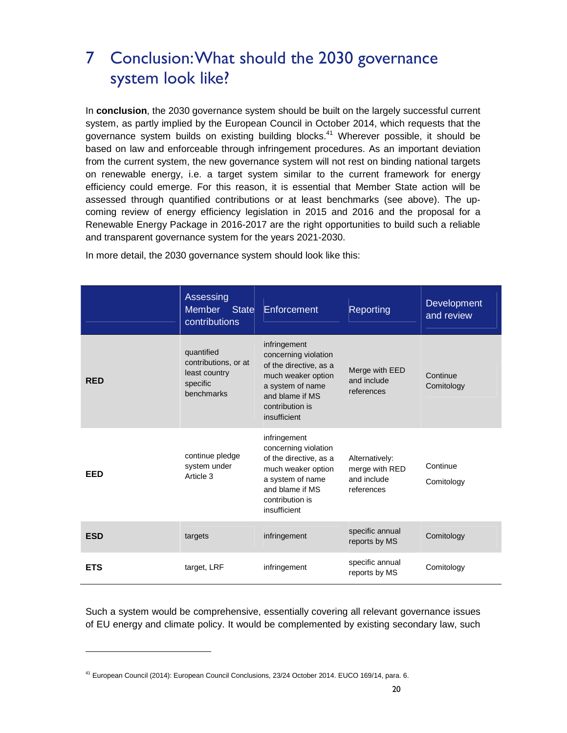# 7 Conclusion: What should the 2030 governance system look like?

In **conclusion**, the 2030 governance system should be built on the largely successful current system, as partly implied by the European Council in October 2014, which requests that the governance system builds on existing building blocks.[41] Wherever possible, it should be based on law and enforceable through infringement procedures. As an important deviation from the current system, the new governance system will not rest on binding national targets on renewable energy, i.e. a target system similar to the current framework for energy efficiency could emerge. For this reason, it is essential that Member State action will be assessed through quantified contributions or at least benchmarks (see above). The up-coming review of energy efficiency legislation in 2015 and 2016 and the proposal for a Renewable Energy Package in 2016-2017 are the right opportunities to build such a reliable and transparent governance system for the years 2021-2030.

In more detail, the 2030 governance system should look like this:

| | Assessing Member State contributions | Enforcement | Reporting | Development and review |
|---|---|---|---|---|
| **RED** | quantified contributions, or at least country specific benchmarks | infringement concerning violation of the directive, as a much weaker option a system of name and blame if MS contribution is insufficient | Merge with EED and include references | Continue Comitology |
| **EED** | continue pledge system under Article 3 | infringement concerning violation of the directive, as a much weaker option a system of name and blame if MS contribution is insufficient | Alternatively: merge with RED and include references | Continue Comitology |
| **ESD** | targets | infringement | specific annual reports by MS | Comitology |
| **ETS** | target, LRF | infringement | specific annual reports by MS | Comitology |

Such a system would be comprehensive, essentially covering all relevant governance issues of EU energy and climate policy. It would be complemented by existing secondary law, such

---

[41] European Council (2014): European Council Conclusions, 23/24 October 2014. EUCO 169/14, para. 6.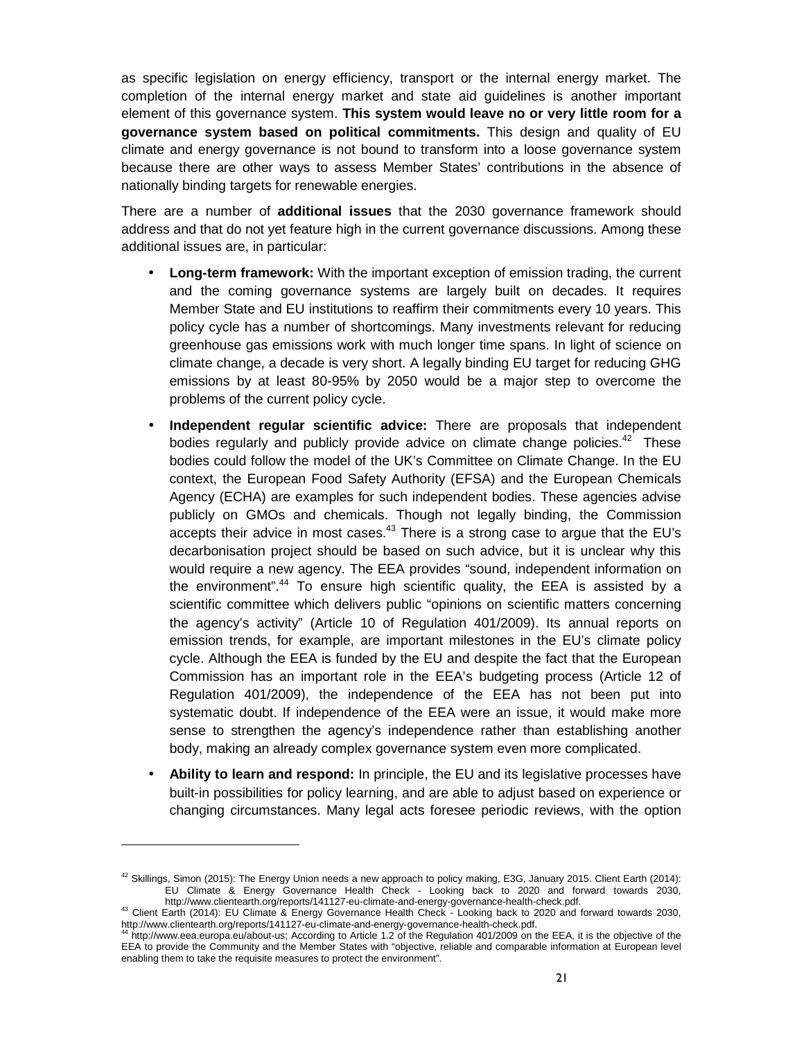as specific legislation on energy efficiency, transport or the internal energy market. The completion of the internal energy market and state aid guidelines is another important element of this governance system. **This system would leave no or very little room for a governance system based on political commitments.** This design and quality of EU climate and energy governance is not bound to transform into a loose governance system because there are other ways to assess Member States' contributions in the absence of nationally binding targets for renewable energies.

There are a number of **additional issues** that the 2030 governance framework should address and that do not yet feature high in the current governance discussions. Among these additional issues are, in particular:

- **Long-term framework:** With the important exception of emission trading, the current and the coming governance systems are largely built on decades. It requires Member State and EU institutions to reaffirm their commitments every 10 years. This policy cycle has a number of shortcomings. Many investments relevant for reducing greenhouse gas emissions work with much longer time spans. In light of science on climate change, a decade is very short. A legally binding EU target for reducing GHG emissions by at least 80-95% by 2050 would be a major step to overcome the problems of the current policy cycle.
- **Independent regular scientific advice:** There are proposals that independent bodies regularly and publicly provide advice on climate change policies.[42] These bodies could follow the model of the UK's Committee on Climate Change. In the EU context, the European Food Safety Authority (EFSA) and the European Chemicals Agency (ECHA) are examples for such independent bodies. These agencies advise publicly on GMOs and chemicals. Though not legally binding, the Commission accepts their advice in most cases.[43] There is a strong case to argue that the EU's decarbonisation project should be based on such advice, but it is unclear why this would require a new agency. The EEA provides "sound, independent information on the environment".[44] To ensure high scientific quality, the EEA is assisted by a scientific committee which delivers public "opinions on scientific matters concerning the agency's activity" (Article 10 of Regulation 401/2009). Its annual reports on emission trends, for example, are important milestones in the EU's climate policy cycle. Although the EEA is funded by the EU and despite the fact that the European Commission has an important role in the EEA's budgeting process (Article 12 of Regulation 401/2009), the independence of the EEA has not been put into systematic doubt. If independence of the EEA were an issue, it would make more sense to strengthen the agency's independence rather than establishing another body, making an already complex governance system even more complicated.
- **Ability to learn and respond:** In principle, the EU and its legislative processes have built-in possibilities for policy learning, and are able to adjust based on experience or changing circumstances. Many legal acts foresee periodic reviews, with the option

---

[42] Skillings, Simon (2015): The Energy Union needs a new approach to policy making, E3G, January 2015. Client Earth (2014): EU Climate & Energy Governance Health Check - Looking back to 2020 and forward towards 2030, http://www.clientearth.org/reports/141127-eu-climate-and-energy-governance-health-check.pdf.

[43] Client Earth (2014): EU Climate & Energy Governance Health Check - Looking back to 2020 and forward towards 2030, http://www.clientearth.org/reports/141127-eu-climate-and-energy-governance-health-check.pdf.

[44] http://www.eea.europa.eu/about-us; According to Article 1.2 of the Regulation 401/2009 on the EEA, it is the objective of the EEA to provide the Community and the Member States with "objective, reliable and comparable information at European level enabling them to take the requisite measures to protect the environment".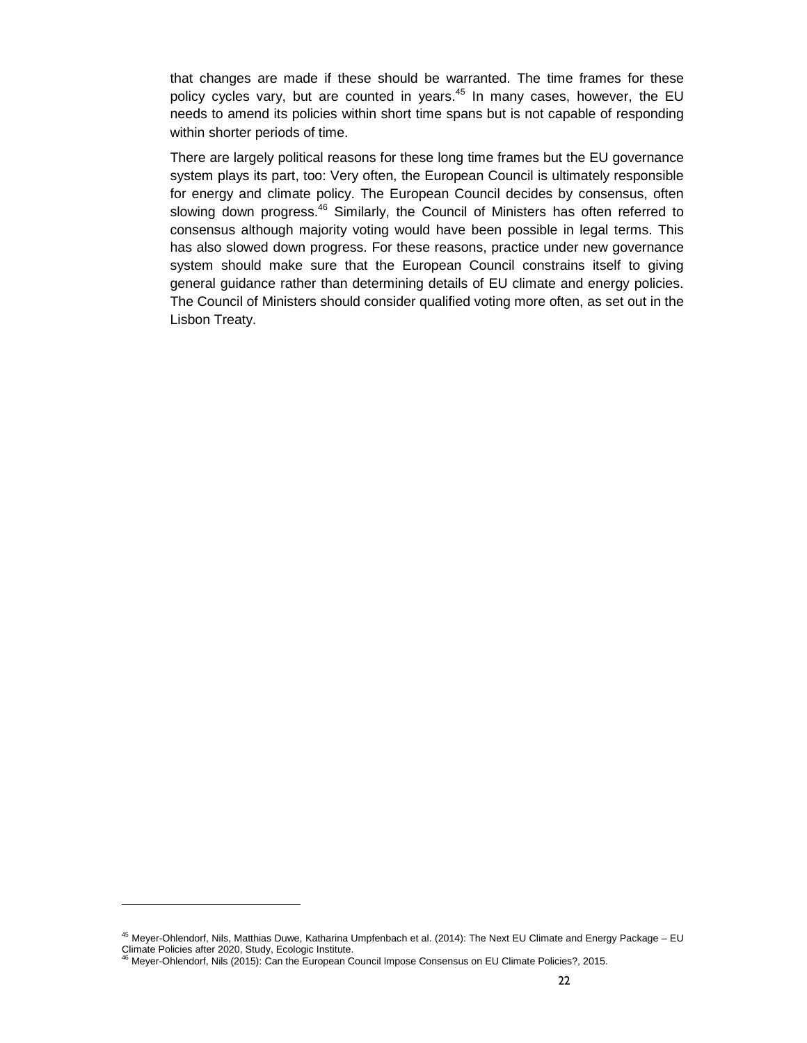that changes are made if these should be warranted. The time frames for these policy cycles vary, but are counted in years.[45] In many cases, however, the EU needs to amend its policies within short time spans but is not capable of responding within shorter periods of time.

There are largely political reasons for these long time frames but the EU governance system plays its part, too: Very often, the European Council is ultimately responsible for energy and climate policy. The European Council decides by consensus, often slowing down progress.[46] Similarly, the Council of Ministers has often referred to consensus although majority voting would have been possible in legal terms. This has also slowed down progress. For these reasons, practice under new governance system should make sure that the European Council constrains itself to giving general guidance rather than determining details of EU climate and energy policies. The Council of Ministers should consider qualified voting more often, as set out in the Lisbon Treaty.

---

[45] Meyer-Ohlendorf, Nils, Matthias Duwe, Katharina Umpfenbach et al. (2014): The Next EU Climate and Energy Package – EU Climate Policies after 2020, Study, Ecologic Institute.

[46] Meyer-Ohlendorf, Nils (2015): Can the European Council Impose Consensus on EU Climate Policies?, 2015.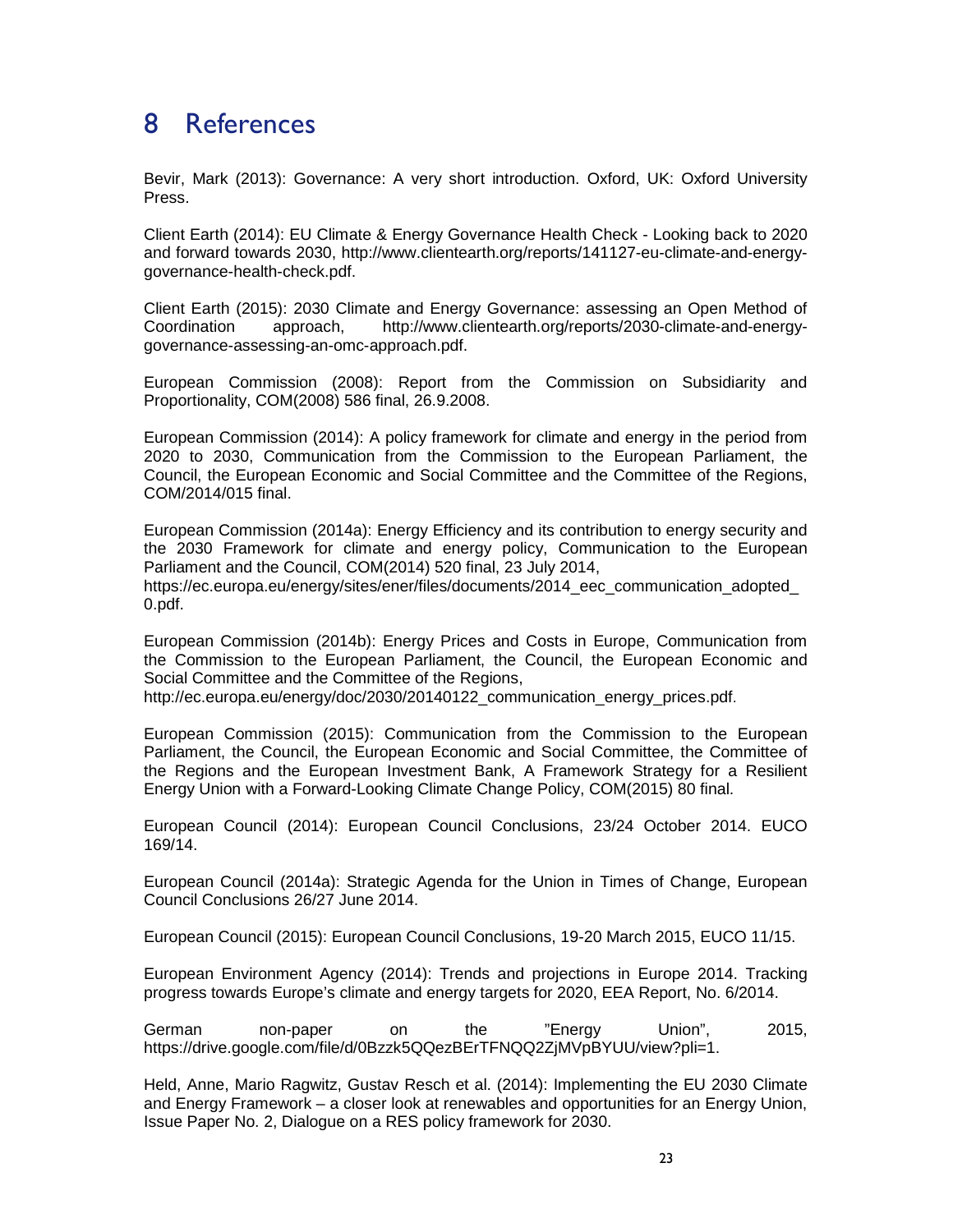# 8 References

Bevir, Mark (2013): Governance: A very short introduction. Oxford, UK: Oxford University Press.

Client Earth (2014): EU Climate & Energy Governance Health Check - Looking back to 2020 and forward towards 2030, http://www.clientearth.org/reports/141127-eu-climate-and-energy-governance-health-check.pdf.

Client Earth (2015): 2030 Climate and Energy Governance: assessing an Open Method of Coordination approach, http://www.clientearth.org/reports/2030-climate-and-energy-governance-assessing-an-omc-approach.pdf.

European Commission (2008): Report from the Commission on Subsidiarity and Proportionality, COM(2008) 586 final, 26.9.2008.

European Commission (2014): A policy framework for climate and energy in the period from 2020 to 2030, Communication from the Commission to the European Parliament, the Council, the European Economic and Social Committee and the Committee of the Regions, COM/2014/015 final.

European Commission (2014a): Energy Efficiency and its contribution to energy security and the 2030 Framework for climate and energy policy, Communication to the European Parliament and the Council, COM(2014) 520 final, 23 July 2014, https://ec.europa.eu/energy/sites/ener/files/documents/2014_eec_communication_adopted_0.pdf.

European Commission (2014b): Energy Prices and Costs in Europe, Communication from the Commission to the European Parliament, the Council, the European Economic and Social Committee and the Committee of the Regions, http://ec.europa.eu/energy/doc/2030/20140122_communication_energy_prices.pdf.

European Commission (2015): Communication from the Commission to the European Parliament, the Council, the European Economic and Social Committee, the Committee of the Regions and the European Investment Bank, A Framework Strategy for a Resilient Energy Union with a Forward-Looking Climate Change Policy, COM(2015) 80 final.

European Council (2014): European Council Conclusions, 23/24 October 2014. EUCO 169/14.

European Council (2014a): Strategic Agenda for the Union in Times of Change, European Council Conclusions 26/27 June 2014.

European Council (2015): European Council Conclusions, 19-20 March 2015, EUCO 11/15.

European Environment Agency (2014): Trends and projections in Europe 2014. Tracking progress towards Europe's climate and energy targets for 2020, EEA Report, No. 6/2014.

German non-paper on the "Energy Union", 2015, https://drive.google.com/file/d/0Bzzk5QQezBErTFNQQ2ZjMVpBYUU/view?pli=1.

Held, Anne, Mario Ragwitz, Gustav Resch et al. (2014): Implementing the EU 2030 Climate and Energy Framework – a closer look at renewables and opportunities for an Energy Union, Issue Paper No. 2, Dialogue on a RES policy framework for 2030.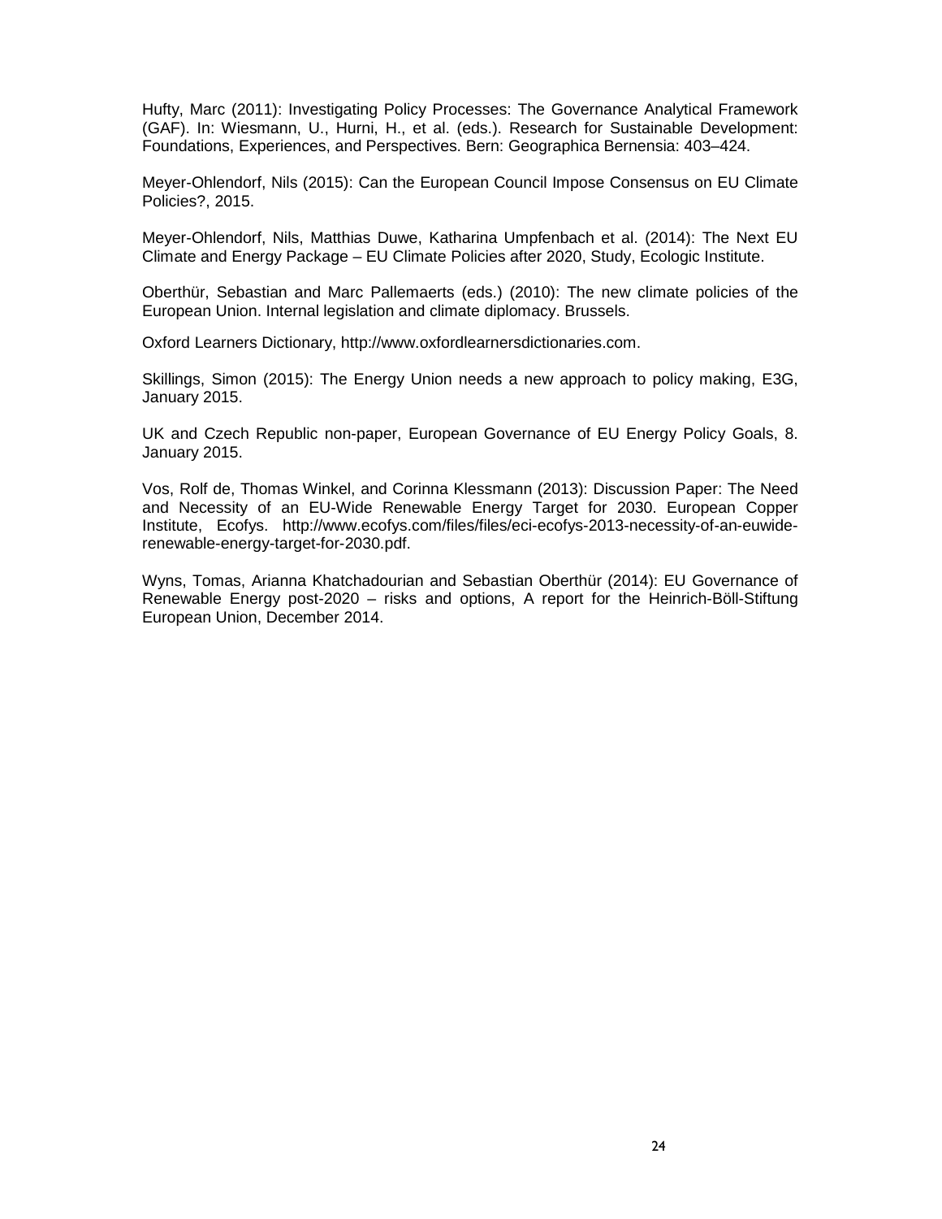Hufty, Marc (2011): Investigating Policy Processes: The Governance Analytical Framework (GAF). In: Wiesmann, U., Hurni, H., et al. (eds.). Research for Sustainable Development: Foundations, Experiences, and Perspectives. Bern: Geographica Bernensia: 403–424.

Meyer-Ohlendorf, Nils (2015): Can the European Council Impose Consensus on EU Climate Policies?, 2015.

Meyer-Ohlendorf, Nils, Matthias Duwe, Katharina Umpfenbach et al. (2014): The Next EU Climate and Energy Package – EU Climate Policies after 2020, Study, Ecologic Institute.

Oberthür, Sebastian and Marc Pallemaerts (eds.) (2010): The new climate policies of the European Union. Internal legislation and climate diplomacy. Brussels.

Oxford Learners Dictionary, http://www.oxfordlearnersdictionaries.com.

Skillings, Simon (2015): The Energy Union needs a new approach to policy making, E3G, January 2015.

UK and Czech Republic non-paper, European Governance of EU Energy Policy Goals, 8. January 2015.

Vos, Rolf de, Thomas Winkel, and Corinna Klessmann (2013): Discussion Paper: The Need and Necessity of an EU-Wide Renewable Energy Target for 2030. European Copper Institute, Ecofys. http://www.ecofys.com/files/files/eci-ecofys-2013-necessity-of-an-euwide-renewable-energy-target-for-2030.pdf.

Wyns, Tomas, Arianna Khatchadourian and Sebastian Oberthür (2014): EU Governance of Renewable Energy post-2020 – risks and options, A report for the Heinrich-Böll-Stiftung European Union, December 2014.